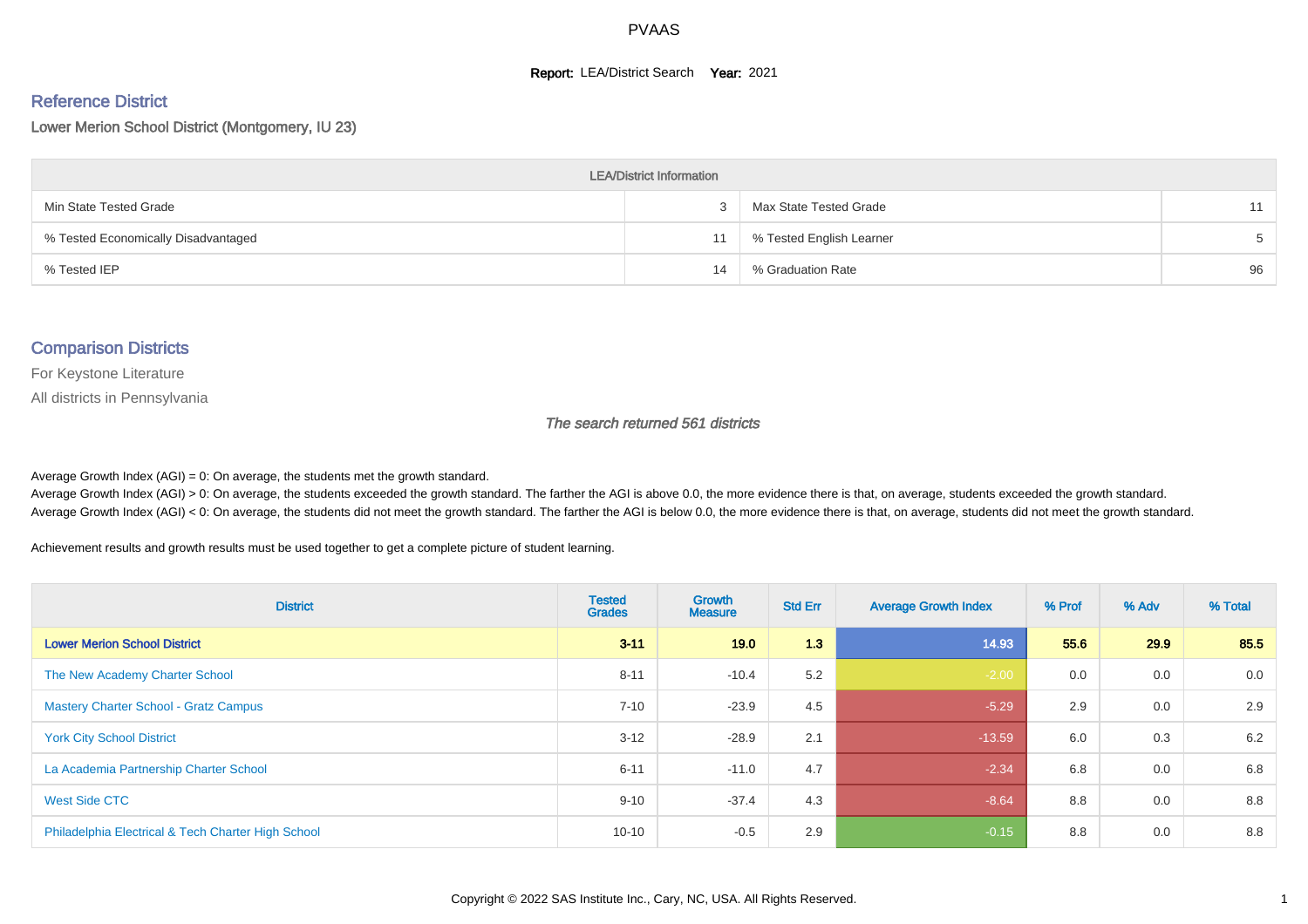PVAAS

**Report:** LEA/District Search **Year:** 2021

## Reference District

Lower Merion School District (Montgomery, IU 23)

| LEA/District Information | | | |
|---|---|---|---|
| Min State Tested Grade | 3 | Max State Tested Grade | 11 |
| % Tested Economically Disadvantaged | 11 | % Tested English Learner | 5 |
| % Tested IEP | 14 | % Graduation Rate | 96 |

## Comparison Districts

For Keystone Literature

All districts in Pennsylvania

*The search returned 561 districts*

Average Growth Index (AGI) = 0: On average, the students met the growth standard.
Average Growth Index (AGI) > 0: On average, the students exceeded the growth standard. The farther the AGI is above 0.0, the more evidence there is that, on average, students exceeded the growth standard.
Average Growth Index (AGI) < 0: On average, the students did not meet the growth standard. The farther the AGI is below 0.0, the more evidence there is that, on average, students did not meet the growth standard.

Achievement results and growth results must be used together to get a complete picture of student learning.

| District | Tested Grades | Growth Measure | Std Err | Average Growth Index | % Prof | % Adv | % Total |
|---|---|---|---|---|---|---|---|
| **Lower Merion School District** | **3-11** | **19.0** | **1.3** | **14.93** | **55.6** | **29.9** | **85.5** |
| The New Academy Charter School | 8-11 | -10.4 | 5.2 | -2.00 | 0.0 | 0.0 | 0.0 |
| Mastery Charter School - Gratz Campus | 7-10 | -23.9 | 4.5 | -5.29 | 2.9 | 0.0 | 2.9 |
| York City School District | 3-12 | -28.9 | 2.1 | -13.59 | 6.0 | 0.3 | 6.2 |
| La Academia Partnership Charter School | 6-11 | -11.0 | 4.7 | -2.34 | 6.8 | 0.0 | 6.8 |
| West Side CTC | 9-10 | -37.4 | 4.3 | -8.64 | 8.8 | 0.0 | 8.8 |
| Philadelphia Electrical & Tech Charter High School | 10-10 | -0.5 | 2.9 | -0.15 | 8.8 | 0.0 | 8.8 |

Copyright © 2022 SAS Institute Inc., Cary, NC, USA. All Rights Reserved.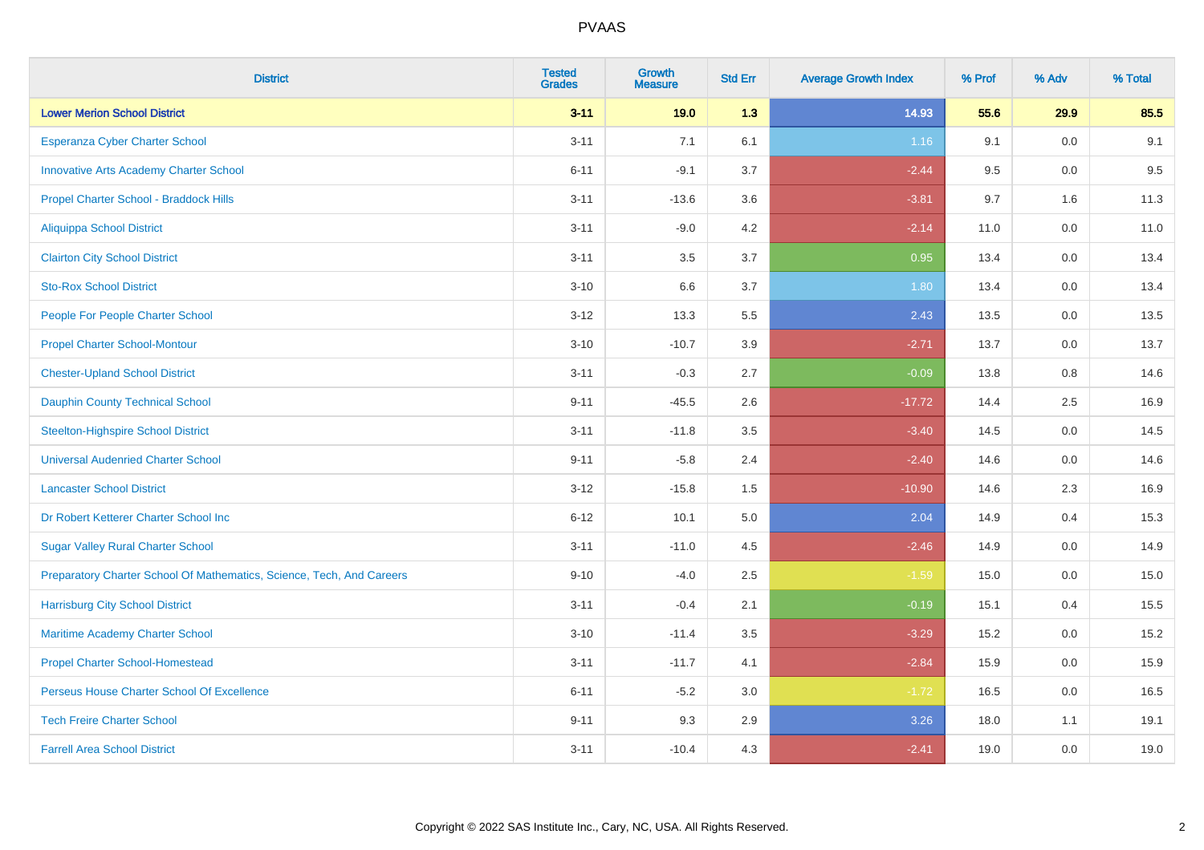# PVAAS

| District | Tested Grades | Growth Measure | Std Err | Average Growth Index | % Prof | % Adv | % Total |
|---|---|---|---|---|---|---|---|
| **Lower Merion School District** | **3-11** | **19.0** | **1.3** | **14.93** | **55.6** | **29.9** | **85.5** |
| Esperanza Cyber Charter School | 3-11 | 7.1 | 6.1 | 1.16 | 9.1 | 0.0 | 9.1 |
| Innovative Arts Academy Charter School | 6-11 | -9.1 | 3.7 | -2.44 | 9.5 | 0.0 | 9.5 |
| Propel Charter School - Braddock Hills | 3-11 | -13.6 | 3.6 | -3.81 | 9.7 | 1.6 | 11.3 |
| Aliquippa School District | 3-11 | -9.0 | 4.2 | -2.14 | 11.0 | 0.0 | 11.0 |
| Clairton City School District | 3-11 | 3.5 | 3.7 | 0.95 | 13.4 | 0.0 | 13.4 |
| Sto-Rox School District | 3-10 | 6.6 | 3.7 | 1.80 | 13.4 | 0.0 | 13.4 |
| People For People Charter School | 3-12 | 13.3 | 5.5 | 2.43 | 13.5 | 0.0 | 13.5 |
| Propel Charter School-Montour | 3-10 | -10.7 | 3.9 | -2.71 | 13.7 | 0.0 | 13.7 |
| Chester-Upland School District | 3-11 | -0.3 | 2.7 | -0.09 | 13.8 | 0.8 | 14.6 |
| Dauphin County Technical School | 9-11 | -45.5 | 2.6 | -17.72 | 14.4 | 2.5 | 16.9 |
| Steelton-Highspire School District | 3-11 | -11.8 | 3.5 | -3.40 | 14.5 | 0.0 | 14.5 |
| Universal Audenried Charter School | 9-11 | -5.8 | 2.4 | -2.40 | 14.6 | 0.0 | 14.6 |
| Lancaster School District | 3-12 | -15.8 | 1.5 | -10.90 | 14.6 | 2.3 | 16.9 |
| Dr Robert Ketterer Charter School Inc | 6-12 | 10.1 | 5.0 | 2.04 | 14.9 | 0.4 | 15.3 |
| Sugar Valley Rural Charter School | 3-11 | -11.0 | 4.5 | -2.46 | 14.9 | 0.0 | 14.9 |
| Preparatory Charter School Of Mathematics, Science, Tech, And Careers | 9-10 | -4.0 | 2.5 | -1.59 | 15.0 | 0.0 | 15.0 |
| Harrisburg City School District | 3-11 | -0.4 | 2.1 | -0.19 | 15.1 | 0.4 | 15.5 |
| Maritime Academy Charter School | 3-10 | -11.4 | 3.5 | -3.29 | 15.2 | 0.0 | 15.2 |
| Propel Charter School-Homestead | 3-11 | -11.7 | 4.1 | -2.84 | 15.9 | 0.0 | 15.9 |
| Perseus House Charter School Of Excellence | 6-11 | -5.2 | 3.0 | -1.72 | 16.5 | 0.0 | 16.5 |
| Tech Freire Charter School | 9-11 | 9.3 | 2.9 | 3.26 | 18.0 | 1.1 | 19.1 |
| Farrell Area School District | 3-11 | -10.4 | 4.3 | -2.41 | 19.0 | 0.0 | 19.0 |

Copyright © 2022 SAS Institute Inc., Cary, NC, USA. All Rights Reserved.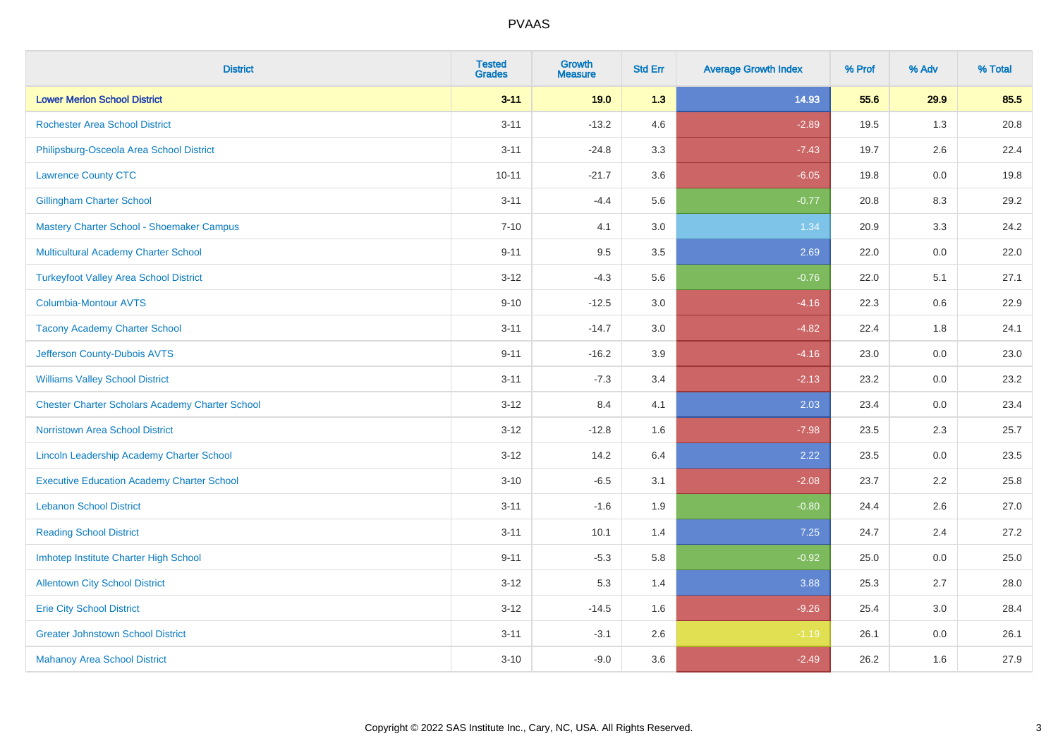| District | Tested Grades | Growth Measure | Std Err | Average Growth Index | % Prof | % Adv | % Total |
|---|---|---|---|---|---|---|---|
| **Lower Merion School District** | **3-11** | **19.0** | **1.3** | **14.93** | **55.6** | **29.9** | **85.5** |
| Rochester Area School District | 3-11 | -13.2 | 4.6 | -2.89 | 19.5 | 1.3 | 20.8 |
| Philipsburg-Osceola Area School District | 3-11 | -24.8 | 3.3 | -7.43 | 19.7 | 2.6 | 22.4 |
| Lawrence County CTC | 10-11 | -21.7 | 3.6 | -6.05 | 19.8 | 0.0 | 19.8 |
| Gillingham Charter School | 3-11 | -4.4 | 5.6 | -0.77 | 20.8 | 8.3 | 29.2 |
| Mastery Charter School - Shoemaker Campus | 7-10 | 4.1 | 3.0 | 1.34 | 20.9 | 3.3 | 24.2 |
| Multicultural Academy Charter School | 9-11 | 9.5 | 3.5 | 2.69 | 22.0 | 0.0 | 22.0 |
| Turkeyfoot Valley Area School District | 3-12 | -4.3 | 5.6 | -0.76 | 22.0 | 5.1 | 27.1 |
| Columbia-Montour AVTS | 9-10 | -12.5 | 3.0 | -4.16 | 22.3 | 0.6 | 22.9 |
| Tacony Academy Charter School | 3-11 | -14.7 | 3.0 | -4.82 | 22.4 | 1.8 | 24.1 |
| Jefferson County-Dubois AVTS | 9-11 | -16.2 | 3.9 | -4.16 | 23.0 | 0.0 | 23.0 |
| Williams Valley School District | 3-11 | -7.3 | 3.4 | -2.13 | 23.2 | 0.0 | 23.2 |
| Chester Charter Scholars Academy Charter School | 3-12 | 8.4 | 4.1 | 2.03 | 23.4 | 0.0 | 23.4 |
| Norristown Area School District | 3-12 | -12.8 | 1.6 | -7.98 | 23.5 | 2.3 | 25.7 |
| Lincoln Leadership Academy Charter School | 3-12 | 14.2 | 6.4 | 2.22 | 23.5 | 0.0 | 23.5 |
| Executive Education Academy Charter School | 3-10 | -6.5 | 3.1 | -2.08 | 23.7 | 2.2 | 25.8 |
| Lebanon School District | 3-11 | -1.6 | 1.9 | -0.80 | 24.4 | 2.6 | 27.0 |
| Reading School District | 3-11 | 10.1 | 1.4 | 7.25 | 24.7 | 2.4 | 27.2 |
| Imhotep Institute Charter High School | 9-11 | -5.3 | 5.8 | -0.92 | 25.0 | 0.0 | 25.0 |
| Allentown City School District | 3-12 | 5.3 | 1.4 | 3.88 | 25.3 | 2.7 | 28.0 |
| Erie City School District | 3-12 | -14.5 | 1.6 | -9.26 | 25.4 | 3.0 | 28.4 |
| Greater Johnstown School District | 3-11 | -3.1 | 2.6 | -1.19 | 26.1 | 0.0 | 26.1 |
| Mahanoy Area School District | 3-10 | -9.0 | 3.6 | -2.49 | 26.2 | 1.6 | 27.9 |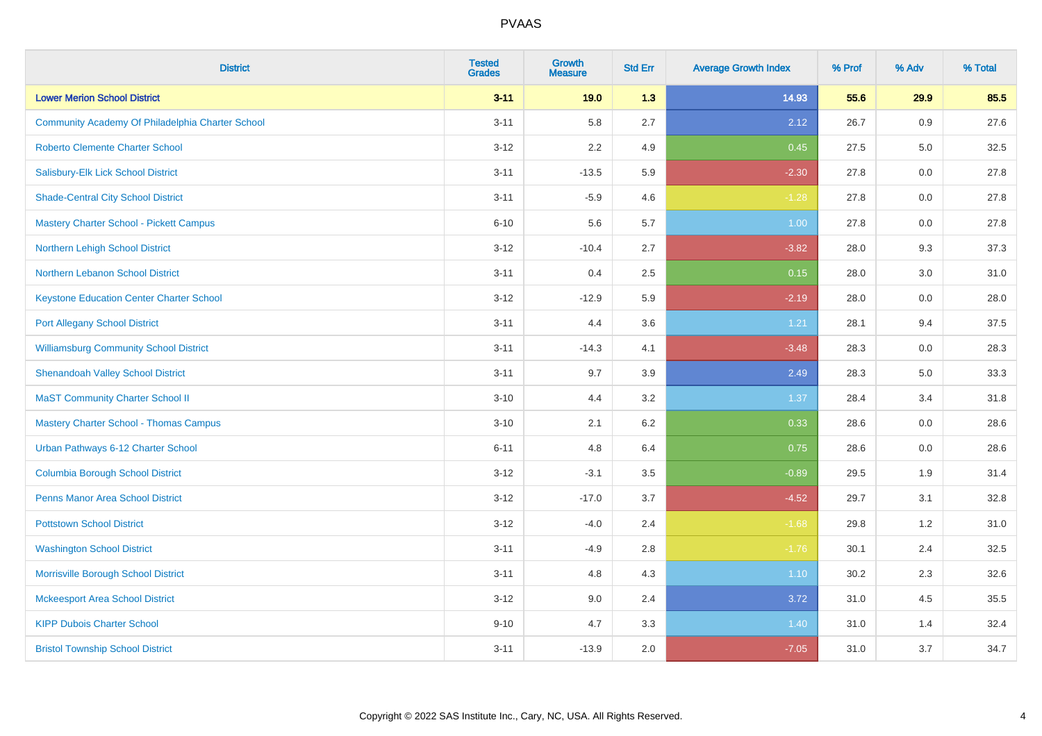# PVAAS

| District | Tested Grades | Growth Measure | Std Err | Average Growth Index | % Prof | % Adv | % Total |
|---|---|---|---|---|---|---|---|
| **Lower Merion School District** | **3-11** | **19.0** | **1.3** | **14.93** | **55.6** | **29.9** | **85.5** |
| Community Academy Of Philadelphia Charter School | 3-11 | 5.8 | 2.7 | 2.12 | 26.7 | 0.9 | 27.6 |
| Roberto Clemente Charter School | 3-12 | 2.2 | 4.9 | 0.45 | 27.5 | 5.0 | 32.5 |
| Salisbury-Elk Lick School District | 3-11 | -13.5 | 5.9 | -2.30 | 27.8 | 0.0 | 27.8 |
| Shade-Central City School District | 3-11 | -5.9 | 4.6 | -1.28 | 27.8 | 0.0 | 27.8 |
| Mastery Charter School - Pickett Campus | 6-10 | 5.6 | 5.7 | 1.00 | 27.8 | 0.0 | 27.8 |
| Northern Lehigh School District | 3-12 | -10.4 | 2.7 | -3.82 | 28.0 | 9.3 | 37.3 |
| Northern Lebanon School District | 3-11 | 0.4 | 2.5 | 0.15 | 28.0 | 3.0 | 31.0 |
| Keystone Education Center Charter School | 3-12 | -12.9 | 5.9 | -2.19 | 28.0 | 0.0 | 28.0 |
| Port Allegany School District | 3-11 | 4.4 | 3.6 | 1.21 | 28.1 | 9.4 | 37.5 |
| Williamsburg Community School District | 3-11 | -14.3 | 4.1 | -3.48 | 28.3 | 0.0 | 28.3 |
| Shenandoah Valley School District | 3-11 | 9.7 | 3.9 | 2.49 | 28.3 | 5.0 | 33.3 |
| MaST Community Charter School II | 3-10 | 4.4 | 3.2 | 1.37 | 28.4 | 3.4 | 31.8 |
| Mastery Charter School - Thomas Campus | 3-10 | 2.1 | 6.2 | 0.33 | 28.6 | 0.0 | 28.6 |
| Urban Pathways 6-12 Charter School | 6-11 | 4.8 | 6.4 | 0.75 | 28.6 | 0.0 | 28.6 |
| Columbia Borough School District | 3-12 | -3.1 | 3.5 | -0.89 | 29.5 | 1.9 | 31.4 |
| Penns Manor Area School District | 3-12 | -17.0 | 3.7 | -4.52 | 29.7 | 3.1 | 32.8 |
| Pottstown School District | 3-12 | -4.0 | 2.4 | -1.68 | 29.8 | 1.2 | 31.0 |
| Washington School District | 3-11 | -4.9 | 2.8 | -1.76 | 30.1 | 2.4 | 32.5 |
| Morrisville Borough School District | 3-11 | 4.8 | 4.3 | 1.10 | 30.2 | 2.3 | 32.6 |
| Mckeesport Area School District | 3-12 | 9.0 | 2.4 | 3.72 | 31.0 | 4.5 | 35.5 |
| KIPP Dubois Charter School | 9-10 | 4.7 | 3.3 | 1.40 | 31.0 | 1.4 | 32.4 |
| Bristol Township School District | 3-11 | -13.9 | 2.0 | -7.05 | 31.0 | 3.7 | 34.7 |

Copyright © 2022 SAS Institute Inc., Cary, NC, USA. All Rights Reserved.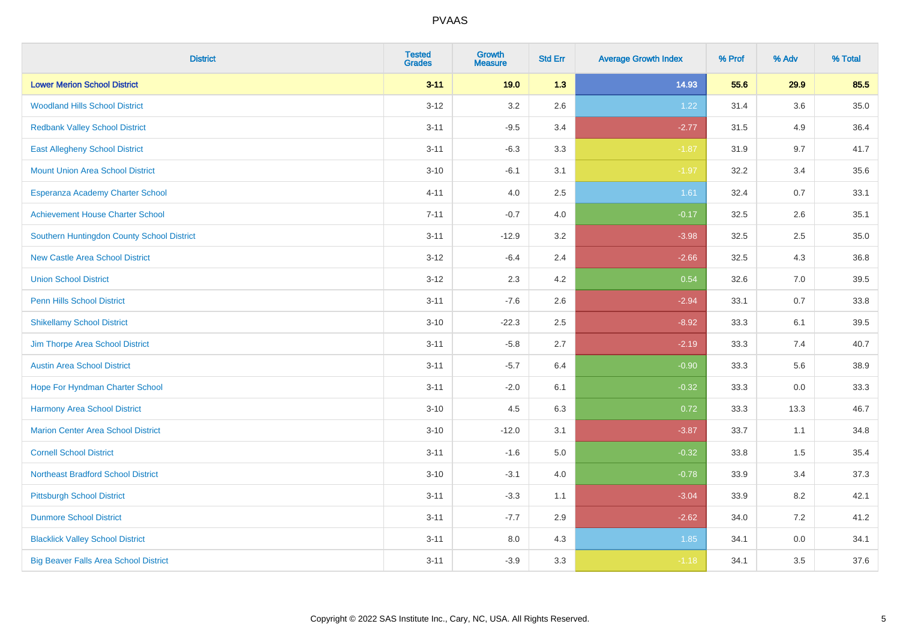| District | Tested Grades | Growth Measure | Std Err | Average Growth Index | % Prof | % Adv | % Total |
|---|---|---|---|---|---|---|---|
| **Lower Merion School District** | **3-11** | **19.0** | **1.3** | **14.93** | **55.6** | **29.9** | **85.5** |
| Woodland Hills School District | 3-12 | 3.2 | 2.6 | 1.22 | 31.4 | 3.6 | 35.0 |
| Redbank Valley School District | 3-11 | -9.5 | 3.4 | -2.77 | 31.5 | 4.9 | 36.4 |
| East Allegheny School District | 3-11 | -6.3 | 3.3 | -1.87 | 31.9 | 9.7 | 41.7 |
| Mount Union Area School District | 3-10 | -6.1 | 3.1 | -1.97 | 32.2 | 3.4 | 35.6 |
| Esperanza Academy Charter School | 4-11 | 4.0 | 2.5 | 1.61 | 32.4 | 0.7 | 33.1 |
| Achievement House Charter School | 7-11 | -0.7 | 4.0 | -0.17 | 32.5 | 2.6 | 35.1 |
| Southern Huntingdon County School District | 3-11 | -12.9 | 3.2 | -3.98 | 32.5 | 2.5 | 35.0 |
| New Castle Area School District | 3-12 | -6.4 | 2.4 | -2.66 | 32.5 | 4.3 | 36.8 |
| Union School District | 3-12 | 2.3 | 4.2 | 0.54 | 32.6 | 7.0 | 39.5 |
| Penn Hills School District | 3-11 | -7.6 | 2.6 | -2.94 | 33.1 | 0.7 | 33.8 |
| Shikellamy School District | 3-10 | -22.3 | 2.5 | -8.92 | 33.3 | 6.1 | 39.5 |
| Jim Thorpe Area School District | 3-11 | -5.8 | 2.7 | -2.19 | 33.3 | 7.4 | 40.7 |
| Austin Area School District | 3-11 | -5.7 | 6.4 | -0.90 | 33.3 | 5.6 | 38.9 |
| Hope For Hyndman Charter School | 3-11 | -2.0 | 6.1 | -0.32 | 33.3 | 0.0 | 33.3 |
| Harmony Area School District | 3-10 | 4.5 | 6.3 | 0.72 | 33.3 | 13.3 | 46.7 |
| Marion Center Area School District | 3-10 | -12.0 | 3.1 | -3.87 | 33.7 | 1.1 | 34.8 |
| Cornell School District | 3-11 | -1.6 | 5.0 | -0.32 | 33.8 | 1.5 | 35.4 |
| Northeast Bradford School District | 3-10 | -3.1 | 4.0 | -0.78 | 33.9 | 3.4 | 37.3 |
| Pittsburgh School District | 3-11 | -3.3 | 1.1 | -3.04 | 33.9 | 8.2 | 42.1 |
| Dunmore School District | 3-11 | -7.7 | 2.9 | -2.62 | 34.0 | 7.2 | 41.2 |
| Blacklick Valley School District | 3-11 | 8.0 | 4.3 | 1.85 | 34.1 | 0.0 | 34.1 |
| Big Beaver Falls Area School District | 3-11 | -3.9 | 3.3 | -1.18 | 34.1 | 3.5 | 37.6 |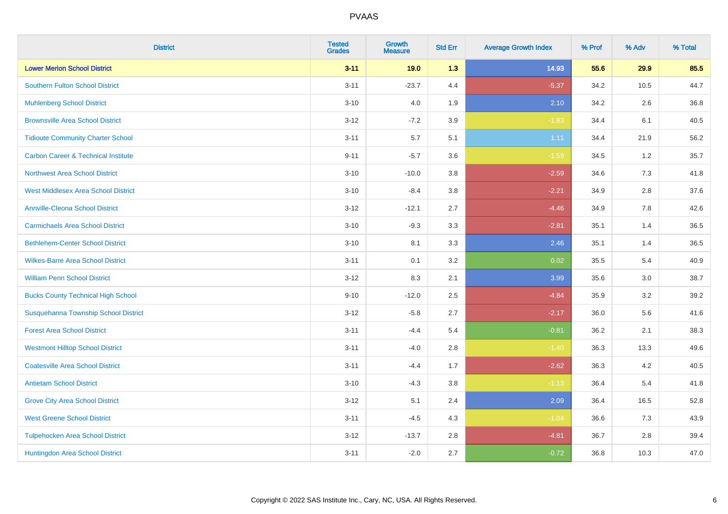# PVAAS

| District | Tested Grades | Growth Measure | Std Err | Average Growth Index | % Prof | % Adv | % Total |
|---|---|---|---|---|---|---|---|
| **Lower Merion School District** | **3-11** | **19.0** | **1.3** | **14.93** | **55.6** | **29.9** | **85.5** |
| Southern Fulton School District | 3-11 | -23.7 | 4.4 | -5.37 | 34.2 | 10.5 | 44.7 |
| Muhlenberg School District | 3-10 | 4.0 | 1.9 | 2.10 | 34.2 | 2.6 | 36.8 |
| Brownsville Area School District | 3-12 | -7.2 | 3.9 | -1.83 | 34.4 | 6.1 | 40.5 |
| Tidioute Community Charter School | 3-11 | 5.7 | 5.1 | 1.11 | 34.4 | 21.9 | 56.2 |
| Carbon Career & Technical Institute | 9-11 | -5.7 | 3.6 | -1.59 | 34.5 | 1.2 | 35.7 |
| Northwest Area School District | 3-10 | -10.0 | 3.8 | -2.59 | 34.6 | 7.3 | 41.8 |
| West Middlesex Area School District | 3-10 | -8.4 | 3.8 | -2.21 | 34.9 | 2.8 | 37.6 |
| Annville-Cleona School District | 3-12 | -12.1 | 2.7 | -4.46 | 34.9 | 7.8 | 42.6 |
| Carmichaels Area School District | 3-10 | -9.3 | 3.3 | -2.81 | 35.1 | 1.4 | 36.5 |
| Bethlehem-Center School District | 3-10 | 8.1 | 3.3 | 2.46 | 35.1 | 1.4 | 36.5 |
| Wilkes-Barre Area School District | 3-11 | 0.1 | 3.2 | 0.02 | 35.5 | 5.4 | 40.9 |
| William Penn School District | 3-12 | 8.3 | 2.1 | 3.99 | 35.6 | 3.0 | 38.7 |
| Bucks County Technical High School | 9-10 | -12.0 | 2.5 | -4.84 | 35.9 | 3.2 | 39.2 |
| Susquehanna Township School District | 3-12 | -5.8 | 2.7 | -2.17 | 36.0 | 5.6 | 41.6 |
| Forest Area School District | 3-11 | -4.4 | 5.4 | -0.81 | 36.2 | 2.1 | 38.3 |
| Westmont Hilltop School District | 3-11 | -4.0 | 2.8 | -1.40 | 36.3 | 13.3 | 49.6 |
| Coatesville Area School District | 3-11 | -4.4 | 1.7 | -2.62 | 36.3 | 4.2 | 40.5 |
| Antietam School District | 3-10 | -4.3 | 3.8 | -1.13 | 36.4 | 5.4 | 41.8 |
| Grove City Area School District | 3-12 | 5.1 | 2.4 | 2.09 | 36.4 | 16.5 | 52.8 |
| West Greene School District | 3-11 | -4.5 | 4.3 | -1.04 | 36.6 | 7.3 | 43.9 |
| Tulpehocken Area School District | 3-12 | -13.7 | 2.8 | -4.81 | 36.7 | 2.8 | 39.4 |
| Huntingdon Area School District | 3-11 | -2.0 | 2.7 | -0.72 | 36.8 | 10.3 | 47.0 |

Copyright © 2022 SAS Institute Inc., Cary, NC, USA. All Rights Reserved.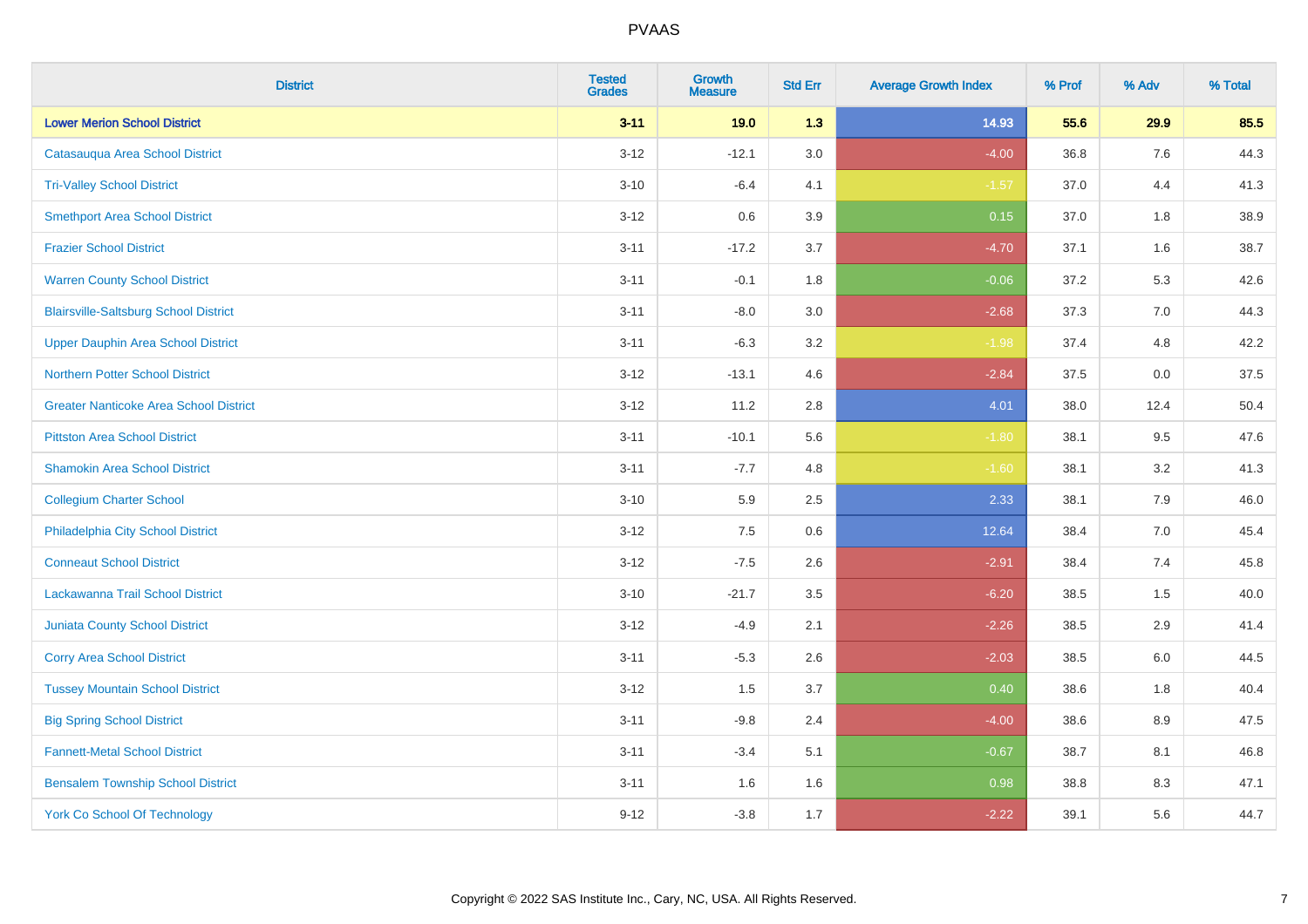| District | Tested Grades | Growth Measure | Std Err | Average Growth Index | % Prof | % Adv | % Total |
|---|---|---|---|---|---|---|---|
| **Lower Merion School District** | **3-11** | **19.0** | **1.3** | **14.93** | **55.6** | **29.9** | **85.5** |
| Catasauqua Area School District | 3-12 | -12.1 | 3.0 | -4.00 | 36.8 | 7.6 | 44.3 |
| Tri-Valley School District | 3-10 | -6.4 | 4.1 | -1.57 | 37.0 | 4.4 | 41.3 |
| Smethport Area School District | 3-12 | 0.6 | 3.9 | 0.15 | 37.0 | 1.8 | 38.9 |
| Frazier School District | 3-11 | -17.2 | 3.7 | -4.70 | 37.1 | 1.6 | 38.7 |
| Warren County School District | 3-11 | -0.1 | 1.8 | -0.06 | 37.2 | 5.3 | 42.6 |
| Blairsville-Saltsburg School District | 3-11 | -8.0 | 3.0 | -2.68 | 37.3 | 7.0 | 44.3 |
| Upper Dauphin Area School District | 3-11 | -6.3 | 3.2 | -1.98 | 37.4 | 4.8 | 42.2 |
| Northern Potter School District | 3-12 | -13.1 | 4.6 | -2.84 | 37.5 | 0.0 | 37.5 |
| Greater Nanticoke Area School District | 3-12 | 11.2 | 2.8 | 4.01 | 38.0 | 12.4 | 50.4 |
| Pittston Area School District | 3-11 | -10.1 | 5.6 | -1.80 | 38.1 | 9.5 | 47.6 |
| Shamokin Area School District | 3-11 | -7.7 | 4.8 | -1.60 | 38.1 | 3.2 | 41.3 |
| Collegium Charter School | 3-10 | 5.9 | 2.5 | 2.33 | 38.1 | 7.9 | 46.0 |
| Philadelphia City School District | 3-12 | 7.5 | 0.6 | 12.64 | 38.4 | 7.0 | 45.4 |
| Conneaut School District | 3-12 | -7.5 | 2.6 | -2.91 | 38.4 | 7.4 | 45.8 |
| Lackawanna Trail School District | 3-10 | -21.7 | 3.5 | -6.20 | 38.5 | 1.5 | 40.0 |
| Juniata County School District | 3-12 | -4.9 | 2.1 | -2.26 | 38.5 | 2.9 | 41.4 |
| Corry Area School District | 3-11 | -5.3 | 2.6 | -2.03 | 38.5 | 6.0 | 44.5 |
| Tussey Mountain School District | 3-12 | 1.5 | 3.7 | 0.40 | 38.6 | 1.8 | 40.4 |
| Big Spring School District | 3-11 | -9.8 | 2.4 | -4.00 | 38.6 | 8.9 | 47.5 |
| Fannett-Metal School District | 3-11 | -3.4 | 5.1 | -0.67 | 38.7 | 8.1 | 46.8 |
| Bensalem Township School District | 3-11 | 1.6 | 1.6 | 0.98 | 38.8 | 8.3 | 47.1 |
| York Co School Of Technology | 9-12 | -3.8 | 1.7 | -2.22 | 39.1 | 5.6 | 44.7 |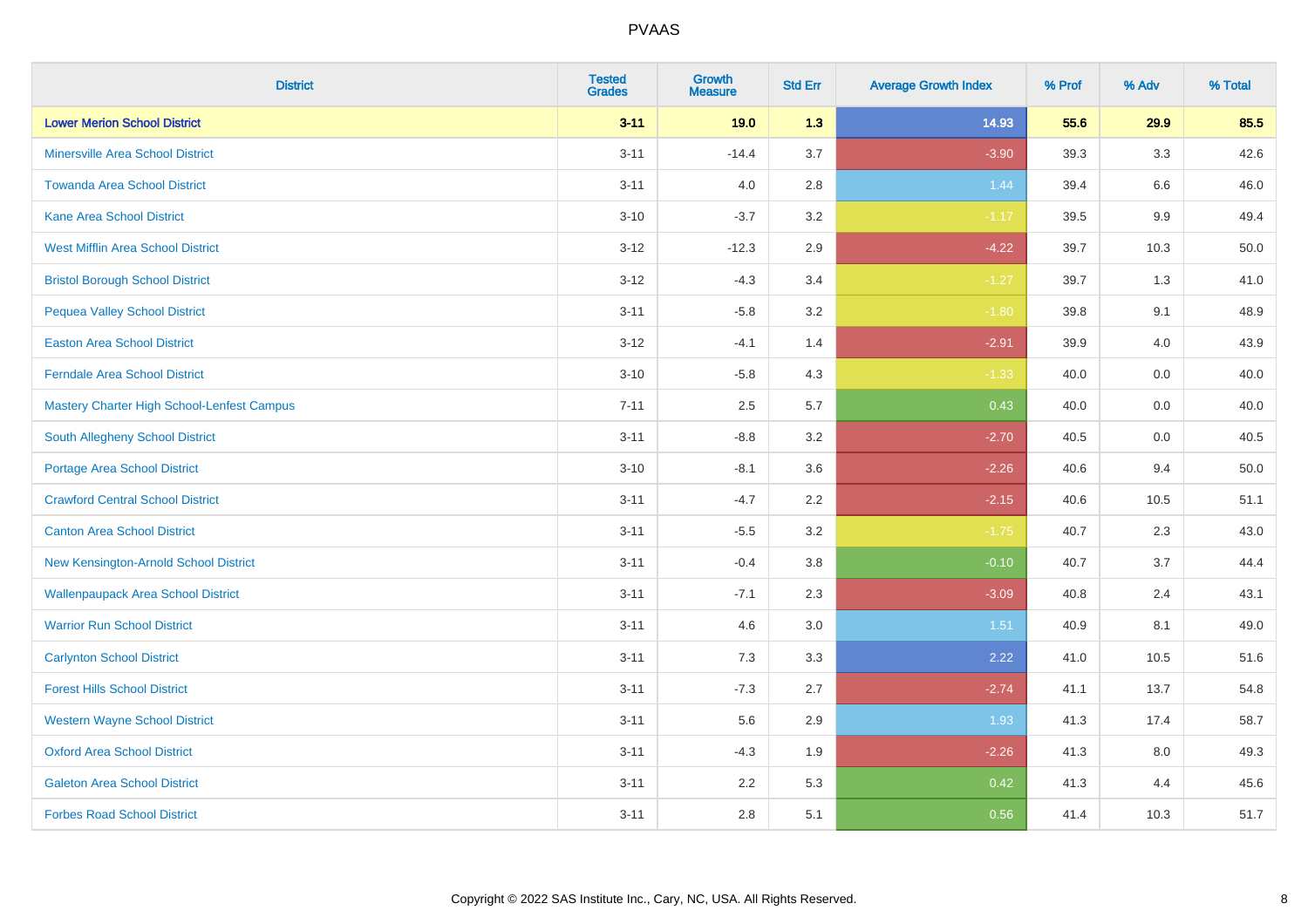| District | Tested Grades | Growth Measure | Std Err | Average Growth Index | % Prof | % Adv | % Total |
|---|---|---|---|---|---|---|---|
| **Lower Merion School District** | **3-11** | **19.0** | **1.3** | **14.93** | **55.6** | **29.9** | **85.5** |
| Minersville Area School District | 3-11 | -14.4 | 3.7 | -3.90 | 39.3 | 3.3 | 42.6 |
| Towanda Area School District | 3-11 | 4.0 | 2.8 | 1.44 | 39.4 | 6.6 | 46.0 |
| Kane Area School District | 3-10 | -3.7 | 3.2 | -1.17 | 39.5 | 9.9 | 49.4 |
| West Mifflin Area School District | 3-12 | -12.3 | 2.9 | -4.22 | 39.7 | 10.3 | 50.0 |
| Bristol Borough School District | 3-12 | -4.3 | 3.4 | -1.27 | 39.7 | 1.3 | 41.0 |
| Pequea Valley School District | 3-11 | -5.8 | 3.2 | -1.80 | 39.8 | 9.1 | 48.9 |
| Easton Area School District | 3-12 | -4.1 | 1.4 | -2.91 | 39.9 | 4.0 | 43.9 |
| Ferndale Area School District | 3-10 | -5.8 | 4.3 | -1.33 | 40.0 | 0.0 | 40.0 |
| Mastery Charter High School-Lenfest Campus | 7-11 | 2.5 | 5.7 | 0.43 | 40.0 | 0.0 | 40.0 |
| South Allegheny School District | 3-11 | -8.8 | 3.2 | -2.70 | 40.5 | 0.0 | 40.5 |
| Portage Area School District | 3-10 | -8.1 | 3.6 | -2.26 | 40.6 | 9.4 | 50.0 |
| Crawford Central School District | 3-11 | -4.7 | 2.2 | -2.15 | 40.6 | 10.5 | 51.1 |
| Canton Area School District | 3-11 | -5.5 | 3.2 | -1.75 | 40.7 | 2.3 | 43.0 |
| New Kensington-Arnold School District | 3-11 | -0.4 | 3.8 | -0.10 | 40.7 | 3.7 | 44.4 |
| Wallenpaupack Area School District | 3-11 | -7.1 | 2.3 | -3.09 | 40.8 | 2.4 | 43.1 |
| Warrior Run School District | 3-11 | 4.6 | 3.0 | 1.51 | 40.9 | 8.1 | 49.0 |
| Carlynton School District | 3-11 | 7.3 | 3.3 | 2.22 | 41.0 | 10.5 | 51.6 |
| Forest Hills School District | 3-11 | -7.3 | 2.7 | -2.74 | 41.1 | 13.7 | 54.8 |
| Western Wayne School District | 3-11 | 5.6 | 2.9 | 1.93 | 41.3 | 17.4 | 58.7 |
| Oxford Area School District | 3-11 | -4.3 | 1.9 | -2.26 | 41.3 | 8.0 | 49.3 |
| Galeton Area School District | 3-11 | 2.2 | 5.3 | 0.42 | 41.3 | 4.4 | 45.6 |
| Forbes Road School District | 3-11 | 2.8 | 5.1 | 0.56 | 41.4 | 10.3 | 51.7 |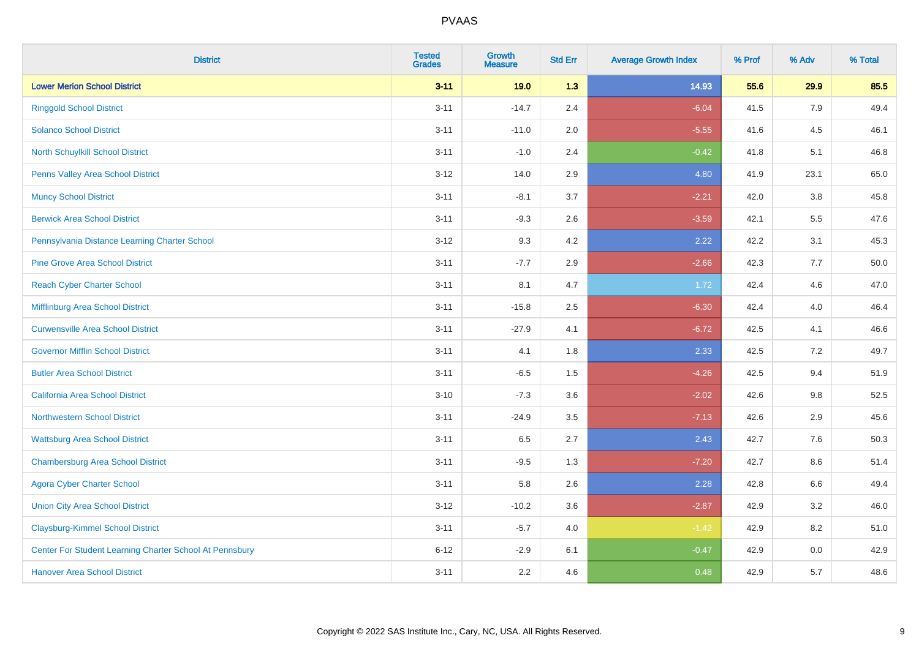# PVAAS

| District | Tested Grades | Growth Measure | Std Err | Average Growth Index | % Prof | % Adv | % Total |
|---|---|---|---|---|---|---|---|
| **Lower Merion School District** | **3-11** | **19.0** | **1.3** | **14.93** | **55.6** | **29.9** | **85.5** |
| Ringgold School District | 3-11 | -14.7 | 2.4 | -6.04 | 41.5 | 7.9 | 49.4 |
| Solanco School District | 3-11 | -11.0 | 2.0 | -5.55 | 41.6 | 4.5 | 46.1 |
| North Schuylkill School District | 3-11 | -1.0 | 2.4 | -0.42 | 41.8 | 5.1 | 46.8 |
| Penns Valley Area School District | 3-12 | 14.0 | 2.9 | 4.80 | 41.9 | 23.1 | 65.0 |
| Muncy School District | 3-11 | -8.1 | 3.7 | -2.21 | 42.0 | 3.8 | 45.8 |
| Berwick Area School District | 3-11 | -9.3 | 2.6 | -3.59 | 42.1 | 5.5 | 47.6 |
| Pennsylvania Distance Learning Charter School | 3-12 | 9.3 | 4.2 | 2.22 | 42.2 | 3.1 | 45.3 |
| Pine Grove Area School District | 3-11 | -7.7 | 2.9 | -2.66 | 42.3 | 7.7 | 50.0 |
| Reach Cyber Charter School | 3-11 | 8.1 | 4.7 | 1.72 | 42.4 | 4.6 | 47.0 |
| Mifflinburg Area School District | 3-11 | -15.8 | 2.5 | -6.30 | 42.4 | 4.0 | 46.4 |
| Curwensville Area School District | 3-11 | -27.9 | 4.1 | -6.72 | 42.5 | 4.1 | 46.6 |
| Governor Mifflin School District | 3-11 | 4.1 | 1.8 | 2.33 | 42.5 | 7.2 | 49.7 |
| Butler Area School District | 3-11 | -6.5 | 1.5 | -4.26 | 42.5 | 9.4 | 51.9 |
| California Area School District | 3-10 | -7.3 | 3.6 | -2.02 | 42.6 | 9.8 | 52.5 |
| Northwestern School District | 3-11 | -24.9 | 3.5 | -7.13 | 42.6 | 2.9 | 45.6 |
| Wattsburg Area School District | 3-11 | 6.5 | 2.7 | 2.43 | 42.7 | 7.6 | 50.3 |
| Chambersburg Area School District | 3-11 | -9.5 | 1.3 | -7.20 | 42.7 | 8.6 | 51.4 |
| Agora Cyber Charter School | 3-11 | 5.8 | 2.6 | 2.28 | 42.8 | 6.6 | 49.4 |
| Union City Area School District | 3-12 | -10.2 | 3.6 | -2.87 | 42.9 | 3.2 | 46.0 |
| Claysburg-Kimmel School District | 3-11 | -5.7 | 4.0 | -1.42 | 42.9 | 8.2 | 51.0 |
| Center For Student Learning Charter School At Pennsbury | 6-12 | -2.9 | 6.1 | -0.47 | 42.9 | 0.0 | 42.9 |
| Hanover Area School District | 3-11 | 2.2 | 4.6 | 0.48 | 42.9 | 5.7 | 48.6 |

Copyright © 2022 SAS Institute Inc., Cary, NC, USA. All Rights Reserved.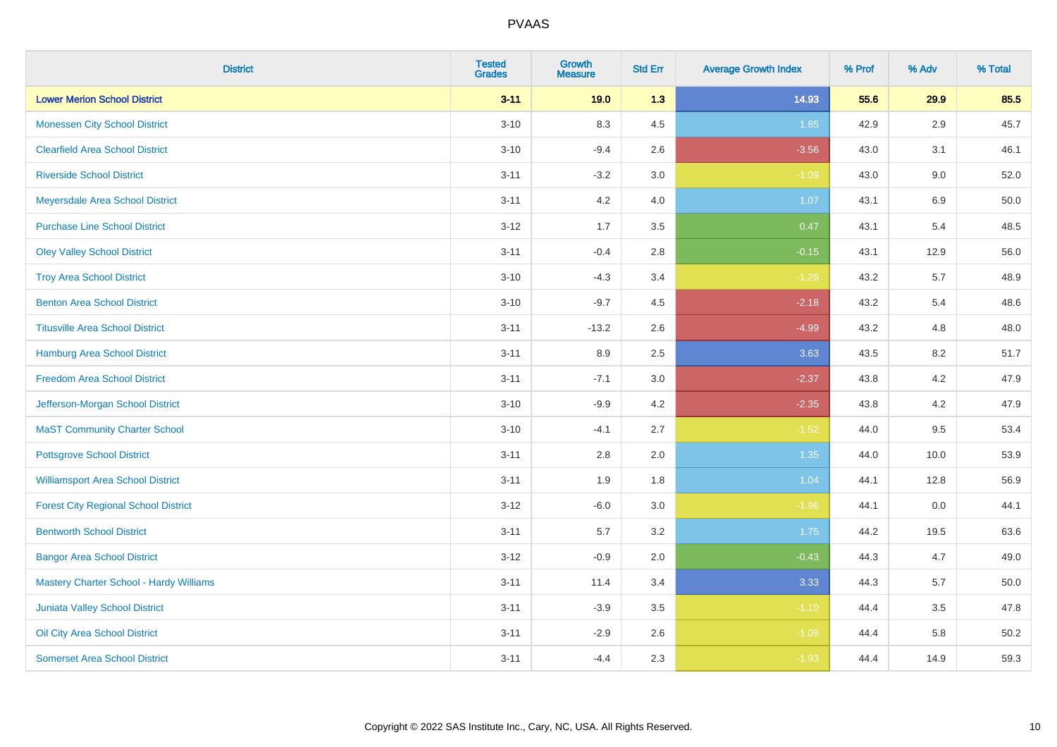# PVAAS

| District | Tested Grades | Growth Measure | Std Err | Average Growth Index | % Prof | % Adv | % Total |
|---|---|---|---|---|---|---|---|
| **Lower Merion School District** | **3-11** | **19.0** | **1.3** | **14.93** | **55.6** | **29.9** | **85.5** |
| Monessen City School District | 3-10 | 8.3 | 4.5 | 1.85 | 42.9 | 2.9 | 45.7 |
| Clearfield Area School District | 3-10 | -9.4 | 2.6 | -3.56 | 43.0 | 3.1 | 46.1 |
| Riverside School District | 3-11 | -3.2 | 3.0 | -1.09 | 43.0 | 9.0 | 52.0 |
| Meyersdale Area School District | 3-11 | 4.2 | 4.0 | 1.07 | 43.1 | 6.9 | 50.0 |
| Purchase Line School District | 3-12 | 1.7 | 3.5 | 0.47 | 43.1 | 5.4 | 48.5 |
| Oley Valley School District | 3-11 | -0.4 | 2.8 | -0.15 | 43.1 | 12.9 | 56.0 |
| Troy Area School District | 3-10 | -4.3 | 3.4 | -1.26 | 43.2 | 5.7 | 48.9 |
| Benton Area School District | 3-10 | -9.7 | 4.5 | -2.18 | 43.2 | 5.4 | 48.6 |
| Titusville Area School District | 3-11 | -13.2 | 2.6 | -4.99 | 43.2 | 4.8 | 48.0 |
| Hamburg Area School District | 3-11 | 8.9 | 2.5 | 3.63 | 43.5 | 8.2 | 51.7 |
| Freedom Area School District | 3-11 | -7.1 | 3.0 | -2.37 | 43.8 | 4.2 | 47.9 |
| Jefferson-Morgan School District | 3-10 | -9.9 | 4.2 | -2.35 | 43.8 | 4.2 | 47.9 |
| MaST Community Charter School | 3-10 | -4.1 | 2.7 | -1.52 | 44.0 | 9.5 | 53.4 |
| Pottsgrove School District | 3-11 | 2.8 | 2.0 | 1.35 | 44.0 | 10.0 | 53.9 |
| Williamsport Area School District | 3-11 | 1.9 | 1.8 | 1.04 | 44.1 | 12.8 | 56.9 |
| Forest City Regional School District | 3-12 | -6.0 | 3.0 | -1.96 | 44.1 | 0.0 | 44.1 |
| Bentworth School District | 3-11 | 5.7 | 3.2 | 1.75 | 44.2 | 19.5 | 63.6 |
| Bangor Area School District | 3-12 | -0.9 | 2.0 | -0.43 | 44.3 | 4.7 | 49.0 |
| Mastery Charter School - Hardy Williams | 3-11 | 11.4 | 3.4 | 3.33 | 44.3 | 5.7 | 50.0 |
| Juniata Valley School District | 3-11 | -3.9 | 3.5 | -1.10 | 44.4 | 3.5 | 47.8 |
| Oil City Area School District | 3-11 | -2.9 | 2.6 | -1.08 | 44.4 | 5.8 | 50.2 |
| Somerset Area School District | 3-11 | -4.4 | 2.3 | -1.93 | 44.4 | 14.9 | 59.3 |

Copyright © 2022 SAS Institute Inc., Cary, NC, USA. All Rights Reserved.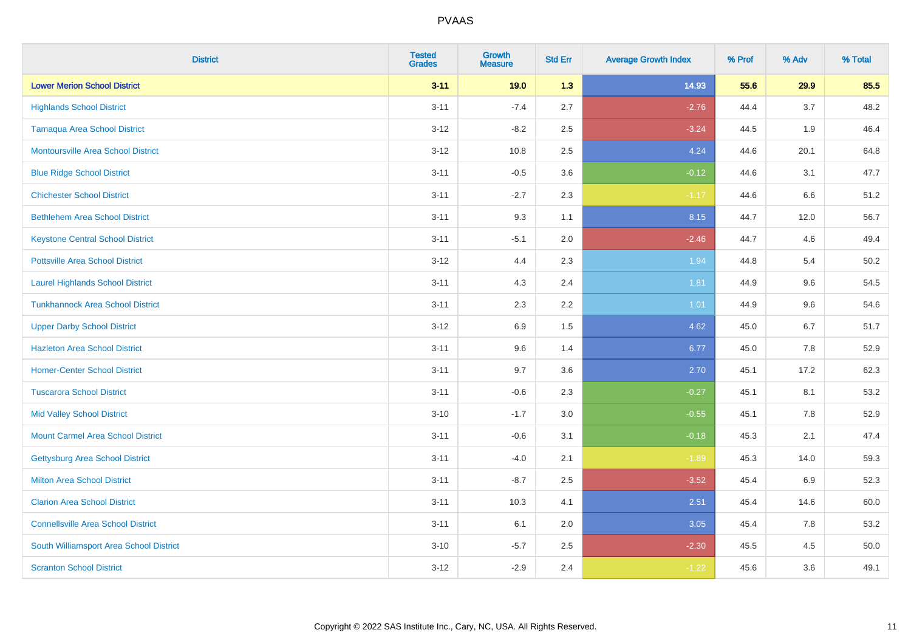| District | Tested Grades | Growth Measure | Std Err | Average Growth Index | % Prof | % Adv | % Total |
|---|---|---|---|---|---|---|---|
| **Lower Merion School District** | **3-11** | **19.0** | **1.3** | **14.93** | **55.6** | **29.9** | **85.5** |
| Highlands School District | 3-11 | -7.4 | 2.7 | -2.76 | 44.4 | 3.7 | 48.2 |
| Tamaqua Area School District | 3-12 | -8.2 | 2.5 | -3.24 | 44.5 | 1.9 | 46.4 |
| Montoursville Area School District | 3-12 | 10.8 | 2.5 | 4.24 | 44.6 | 20.1 | 64.8 |
| Blue Ridge School District | 3-11 | -0.5 | 3.6 | -0.12 | 44.6 | 3.1 | 47.7 |
| Chichester School District | 3-11 | -2.7 | 2.3 | -1.17 | 44.6 | 6.6 | 51.2 |
| Bethlehem Area School District | 3-11 | 9.3 | 1.1 | 8.15 | 44.7 | 12.0 | 56.7 |
| Keystone Central School District | 3-11 | -5.1 | 2.0 | -2.46 | 44.7 | 4.6 | 49.4 |
| Pottsville Area School District | 3-12 | 4.4 | 2.3 | 1.94 | 44.8 | 5.4 | 50.2 |
| Laurel Highlands School District | 3-11 | 4.3 | 2.4 | 1.81 | 44.9 | 9.6 | 54.5 |
| Tunkhannock Area School District | 3-11 | 2.3 | 2.2 | 1.01 | 44.9 | 9.6 | 54.6 |
| Upper Darby School District | 3-12 | 6.9 | 1.5 | 4.62 | 45.0 | 6.7 | 51.7 |
| Hazleton Area School District | 3-11 | 9.6 | 1.4 | 6.77 | 45.0 | 7.8 | 52.9 |
| Homer-Center School District | 3-11 | 9.7 | 3.6 | 2.70 | 45.1 | 17.2 | 62.3 |
| Tuscarora School District | 3-11 | -0.6 | 2.3 | -0.27 | 45.1 | 8.1 | 53.2 |
| Mid Valley School District | 3-10 | -1.7 | 3.0 | -0.55 | 45.1 | 7.8 | 52.9 |
| Mount Carmel Area School District | 3-11 | -0.6 | 3.1 | -0.18 | 45.3 | 2.1 | 47.4 |
| Gettysburg Area School District | 3-11 | -4.0 | 2.1 | -1.89 | 45.3 | 14.0 | 59.3 |
| Milton Area School District | 3-11 | -8.7 | 2.5 | -3.52 | 45.4 | 6.9 | 52.3 |
| Clarion Area School District | 3-11 | 10.3 | 4.1 | 2.51 | 45.4 | 14.6 | 60.0 |
| Connellsville Area School District | 3-11 | 6.1 | 2.0 | 3.05 | 45.4 | 7.8 | 53.2 |
| South Williamsport Area School District | 3-10 | -5.7 | 2.5 | -2.30 | 45.5 | 4.5 | 50.0 |
| Scranton School District | 3-12 | -2.9 | 2.4 | -1.22 | 45.6 | 3.6 | 49.1 |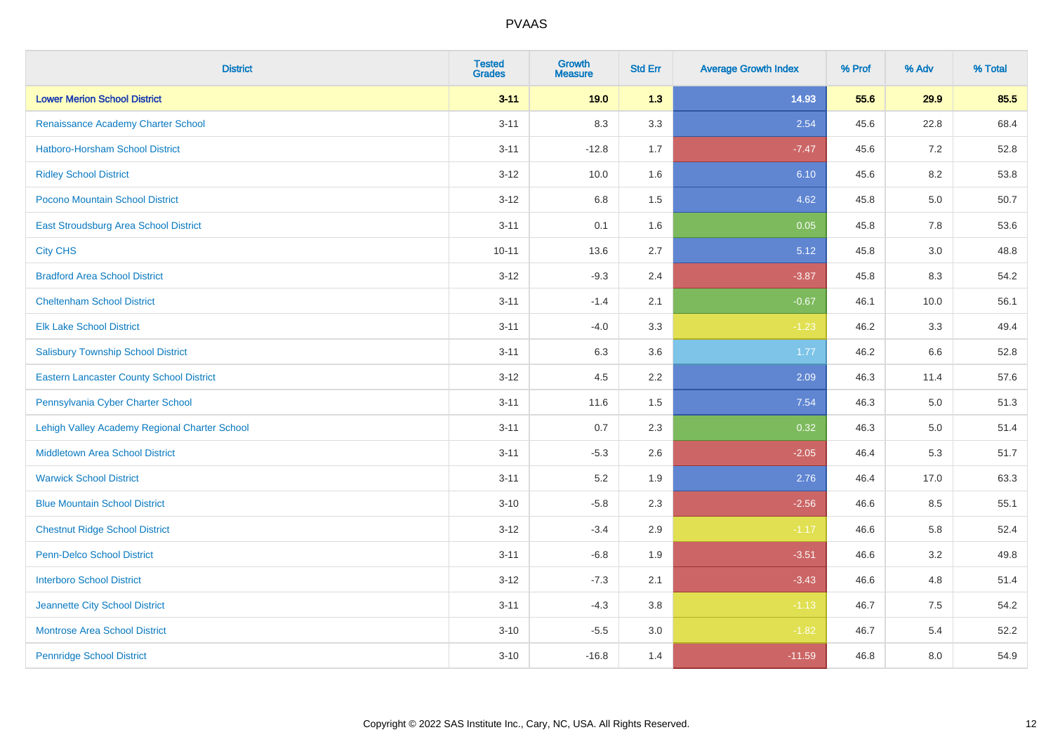| District | Tested Grades | Growth Measure | Std Err | Average Growth Index | % Prof | % Adv | % Total |
|---|---|---|---|---|---|---|---|
| **Lower Merion School District** | **3-11** | **19.0** | **1.3** | **14.93** | **55.6** | **29.9** | **85.5** |
| Renaissance Academy Charter School | 3-11 | 8.3 | 3.3 | 2.54 | 45.6 | 22.8 | 68.4 |
| Hatboro-Horsham School District | 3-11 | -12.8 | 1.7 | -7.47 | 45.6 | 7.2 | 52.8 |
| Ridley School District | 3-12 | 10.0 | 1.6 | 6.10 | 45.6 | 8.2 | 53.8 |
| Pocono Mountain School District | 3-12 | 6.8 | 1.5 | 4.62 | 45.8 | 5.0 | 50.7 |
| East Stroudsburg Area School District | 3-11 | 0.1 | 1.6 | 0.05 | 45.8 | 7.8 | 53.6 |
| City CHS | 10-11 | 13.6 | 2.7 | 5.12 | 45.8 | 3.0 | 48.8 |
| Bradford Area School District | 3-12 | -9.3 | 2.4 | -3.87 | 45.8 | 8.3 | 54.2 |
| Cheltenham School District | 3-11 | -1.4 | 2.1 | -0.67 | 46.1 | 10.0 | 56.1 |
| Elk Lake School District | 3-11 | -4.0 | 3.3 | -1.23 | 46.2 | 3.3 | 49.4 |
| Salisbury Township School District | 3-11 | 6.3 | 3.6 | 1.77 | 46.2 | 6.6 | 52.8 |
| Eastern Lancaster County School District | 3-12 | 4.5 | 2.2 | 2.09 | 46.3 | 11.4 | 57.6 |
| Pennsylvania Cyber Charter School | 3-11 | 11.6 | 1.5 | 7.54 | 46.3 | 5.0 | 51.3 |
| Lehigh Valley Academy Regional Charter School | 3-11 | 0.7 | 2.3 | 0.32 | 46.3 | 5.0 | 51.4 |
| Middletown Area School District | 3-11 | -5.3 | 2.6 | -2.05 | 46.4 | 5.3 | 51.7 |
| Warwick School District | 3-11 | 5.2 | 1.9 | 2.76 | 46.4 | 17.0 | 63.3 |
| Blue Mountain School District | 3-10 | -5.8 | 2.3 | -2.56 | 46.6 | 8.5 | 55.1 |
| Chestnut Ridge School District | 3-12 | -3.4 | 2.9 | -1.17 | 46.6 | 5.8 | 52.4 |
| Penn-Delco School District | 3-11 | -6.8 | 1.9 | -3.51 | 46.6 | 3.2 | 49.8 |
| Interboro School District | 3-12 | -7.3 | 2.1 | -3.43 | 46.6 | 4.8 | 51.4 |
| Jeannette City School District | 3-11 | -4.3 | 3.8 | -1.13 | 46.7 | 7.5 | 54.2 |
| Montrose Area School District | 3-10 | -5.5 | 3.0 | -1.82 | 46.7 | 5.4 | 52.2 |
| Pennridge School District | 3-10 | -16.8 | 1.4 | -11.59 | 46.8 | 8.0 | 54.9 |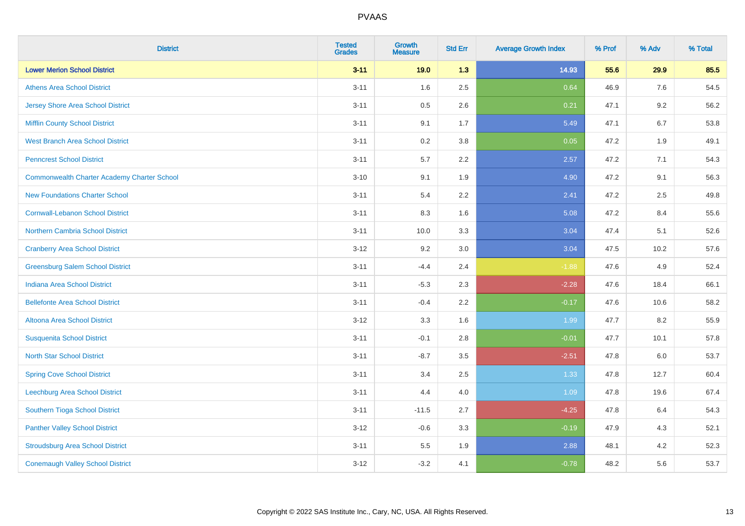| District | Tested Grades | Growth Measure | Std Err | Average Growth Index | % Prof | % Adv | % Total |
|---|---|---|---|---|---|---|---|
| **Lower Merion School District** | **3-11** | **19.0** | **1.3** | **14.93** | **55.6** | **29.9** | **85.5** |
| Athens Area School District | 3-11 | 1.6 | 2.5 | 0.64 | 46.9 | 7.6 | 54.5 |
| Jersey Shore Area School District | 3-11 | 0.5 | 2.6 | 0.21 | 47.1 | 9.2 | 56.2 |
| Mifflin County School District | 3-11 | 9.1 | 1.7 | 5.49 | 47.1 | 6.7 | 53.8 |
| West Branch Area School District | 3-11 | 0.2 | 3.8 | 0.05 | 47.2 | 1.9 | 49.1 |
| Penncrest School District | 3-11 | 5.7 | 2.2 | 2.57 | 47.2 | 7.1 | 54.3 |
| Commonwealth Charter Academy Charter School | 3-10 | 9.1 | 1.9 | 4.90 | 47.2 | 9.1 | 56.3 |
| New Foundations Charter School | 3-11 | 5.4 | 2.2 | 2.41 | 47.2 | 2.5 | 49.8 |
| Cornwall-Lebanon School District | 3-11 | 8.3 | 1.6 | 5.08 | 47.2 | 8.4 | 55.6 |
| Northern Cambria School District | 3-11 | 10.0 | 3.3 | 3.04 | 47.4 | 5.1 | 52.6 |
| Cranberry Area School District | 3-12 | 9.2 | 3.0 | 3.04 | 47.5 | 10.2 | 57.6 |
| Greensburg Salem School District | 3-11 | -4.4 | 2.4 | -1.88 | 47.6 | 4.9 | 52.4 |
| Indiana Area School District | 3-11 | -5.3 | 2.3 | -2.28 | 47.6 | 18.4 | 66.1 |
| Bellefonte Area School District | 3-11 | -0.4 | 2.2 | -0.17 | 47.6 | 10.6 | 58.2 |
| Altoona Area School District | 3-12 | 3.3 | 1.6 | 1.99 | 47.7 | 8.2 | 55.9 |
| Susquenita School District | 3-11 | -0.1 | 2.8 | -0.01 | 47.7 | 10.1 | 57.8 |
| North Star School District | 3-11 | -8.7 | 3.5 | -2.51 | 47.8 | 6.0 | 53.7 |
| Spring Cove School District | 3-11 | 3.4 | 2.5 | 1.33 | 47.8 | 12.7 | 60.4 |
| Leechburg Area School District | 3-11 | 4.4 | 4.0 | 1.09 | 47.8 | 19.6 | 67.4 |
| Southern Tioga School District | 3-11 | -11.5 | 2.7 | -4.25 | 47.8 | 6.4 | 54.3 |
| Panther Valley School District | 3-12 | -0.6 | 3.3 | -0.19 | 47.9 | 4.3 | 52.1 |
| Stroudsburg Area School District | 3-11 | 5.5 | 1.9 | 2.88 | 48.1 | 4.2 | 52.3 |
| Conemaugh Valley School District | 3-12 | -3.2 | 4.1 | -0.78 | 48.2 | 5.6 | 53.7 |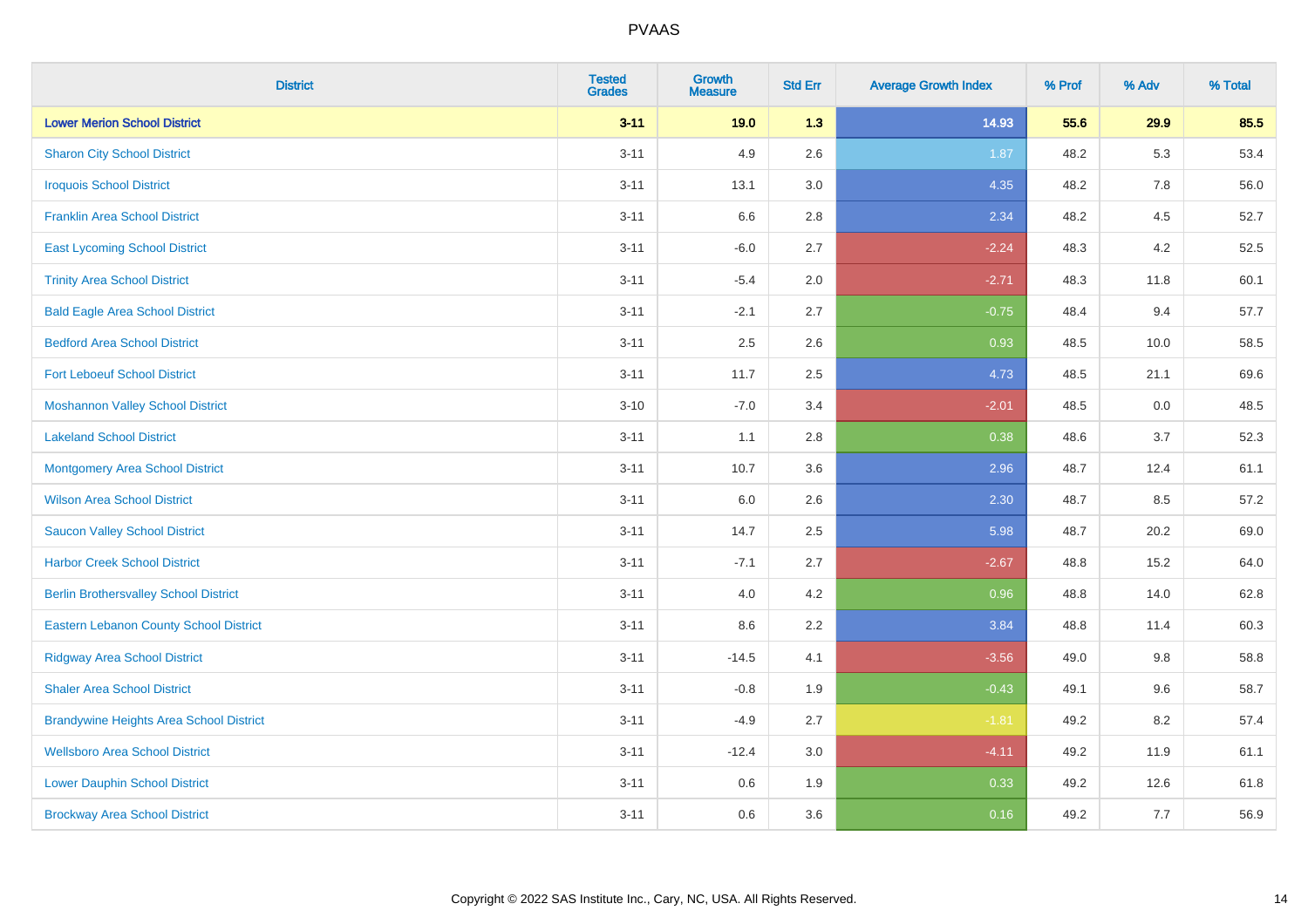| District | Tested Grades | Growth Measure | Std Err | Average Growth Index | % Prof | % Adv | % Total |
|---|---|---|---|---|---|---|---|
| **Lower Merion School District** | **3-11** | **19.0** | **1.3** | **14.93** | **55.6** | **29.9** | **85.5** |
| Sharon City School District | 3-11 | 4.9 | 2.6 | 1.87 | 48.2 | 5.3 | 53.4 |
| Iroquois School District | 3-11 | 13.1 | 3.0 | 4.35 | 48.2 | 7.8 | 56.0 |
| Franklin Area School District | 3-11 | 6.6 | 2.8 | 2.34 | 48.2 | 4.5 | 52.7 |
| East Lycoming School District | 3-11 | -6.0 | 2.7 | -2.24 | 48.3 | 4.2 | 52.5 |
| Trinity Area School District | 3-11 | -5.4 | 2.0 | -2.71 | 48.3 | 11.8 | 60.1 |
| Bald Eagle Area School District | 3-11 | -2.1 | 2.7 | -0.75 | 48.4 | 9.4 | 57.7 |
| Bedford Area School District | 3-11 | 2.5 | 2.6 | 0.93 | 48.5 | 10.0 | 58.5 |
| Fort Leboeuf School District | 3-11 | 11.7 | 2.5 | 4.73 | 48.5 | 21.1 | 69.6 |
| Moshannon Valley School District | 3-10 | -7.0 | 3.4 | -2.01 | 48.5 | 0.0 | 48.5 |
| Lakeland School District | 3-11 | 1.1 | 2.8 | 0.38 | 48.6 | 3.7 | 52.3 |
| Montgomery Area School District | 3-11 | 10.7 | 3.6 | 2.96 | 48.7 | 12.4 | 61.1 |
| Wilson Area School District | 3-11 | 6.0 | 2.6 | 2.30 | 48.7 | 8.5 | 57.2 |
| Saucon Valley School District | 3-11 | 14.7 | 2.5 | 5.98 | 48.7 | 20.2 | 69.0 |
| Harbor Creek School District | 3-11 | -7.1 | 2.7 | -2.67 | 48.8 | 15.2 | 64.0 |
| Berlin Brothersvalley School District | 3-11 | 4.0 | 4.2 | 0.96 | 48.8 | 14.0 | 62.8 |
| Eastern Lebanon County School District | 3-11 | 8.6 | 2.2 | 3.84 | 48.8 | 11.4 | 60.3 |
| Ridgway Area School District | 3-11 | -14.5 | 4.1 | -3.56 | 49.0 | 9.8 | 58.8 |
| Shaler Area School District | 3-11 | -0.8 | 1.9 | -0.43 | 49.1 | 9.6 | 58.7 |
| Brandywine Heights Area School District | 3-11 | -4.9 | 2.7 | -1.81 | 49.2 | 8.2 | 57.4 |
| Wellsboro Area School District | 3-11 | -12.4 | 3.0 | -4.11 | 49.2 | 11.9 | 61.1 |
| Lower Dauphin School District | 3-11 | 0.6 | 1.9 | 0.33 | 49.2 | 12.6 | 61.8 |
| Brockway Area School District | 3-11 | 0.6 | 3.6 | 0.16 | 49.2 | 7.7 | 56.9 |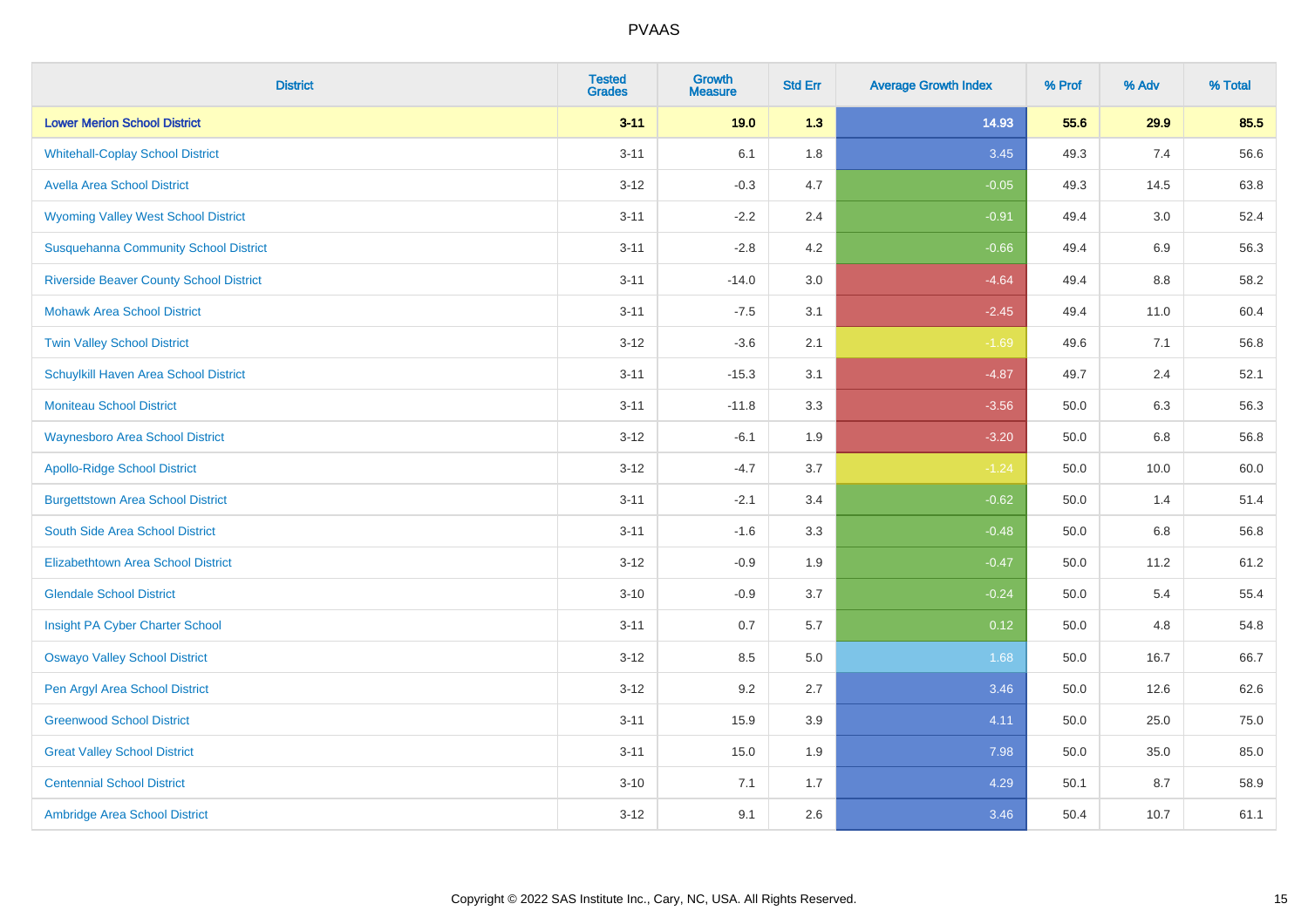# PVAAS

| District | Tested Grades | Growth Measure | Std Err | Average Growth Index | % Prof | % Adv | % Total |
|---|---|---|---|---|---|---|---|
| **Lower Merion School District** | **3-11** | **19.0** | **1.3** | **14.93** | **55.6** | **29.9** | **85.5** |
| Whitehall-Coplay School District | 3-11 | 6.1 | 1.8 | 3.45 | 49.3 | 7.4 | 56.6 |
| Avella Area School District | 3-12 | -0.3 | 4.7 | -0.05 | 49.3 | 14.5 | 63.8 |
| Wyoming Valley West School District | 3-11 | -2.2 | 2.4 | -0.91 | 49.4 | 3.0 | 52.4 |
| Susquehanna Community School District | 3-11 | -2.8 | 4.2 | -0.66 | 49.4 | 6.9 | 56.3 |
| Riverside Beaver County School District | 3-11 | -14.0 | 3.0 | -4.64 | 49.4 | 8.8 | 58.2 |
| Mohawk Area School District | 3-11 | -7.5 | 3.1 | -2.45 | 49.4 | 11.0 | 60.4 |
| Twin Valley School District | 3-12 | -3.6 | 2.1 | -1.69 | 49.6 | 7.1 | 56.8 |
| Schuylkill Haven Area School District | 3-11 | -15.3 | 3.1 | -4.87 | 49.7 | 2.4 | 52.1 |
| Moniteau School District | 3-11 | -11.8 | 3.3 | -3.56 | 50.0 | 6.3 | 56.3 |
| Waynesboro Area School District | 3-12 | -6.1 | 1.9 | -3.20 | 50.0 | 6.8 | 56.8 |
| Apollo-Ridge School District | 3-12 | -4.7 | 3.7 | -1.24 | 50.0 | 10.0 | 60.0 |
| Burgettstown Area School District | 3-11 | -2.1 | 3.4 | -0.62 | 50.0 | 1.4 | 51.4 |
| South Side Area School District | 3-11 | -1.6 | 3.3 | -0.48 | 50.0 | 6.8 | 56.8 |
| Elizabethtown Area School District | 3-12 | -0.9 | 1.9 | -0.47 | 50.0 | 11.2 | 61.2 |
| Glendale School District | 3-10 | -0.9 | 3.7 | -0.24 | 50.0 | 5.4 | 55.4 |
| Insight PA Cyber Charter School | 3-11 | 0.7 | 5.7 | 0.12 | 50.0 | 4.8 | 54.8 |
| Oswayo Valley School District | 3-12 | 8.5 | 5.0 | 1.68 | 50.0 | 16.7 | 66.7 |
| Pen Argyl Area School District | 3-12 | 9.2 | 2.7 | 3.46 | 50.0 | 12.6 | 62.6 |
| Greenwood School District | 3-11 | 15.9 | 3.9 | 4.11 | 50.0 | 25.0 | 75.0 |
| Great Valley School District | 3-11 | 15.0 | 1.9 | 7.98 | 50.0 | 35.0 | 85.0 |
| Centennial School District | 3-10 | 7.1 | 1.7 | 4.29 | 50.1 | 8.7 | 58.9 |
| Ambridge Area School District | 3-12 | 9.1 | 2.6 | 3.46 | 50.4 | 10.7 | 61.1 |

Copyright © 2022 SAS Institute Inc., Cary, NC, USA. All Rights Reserved.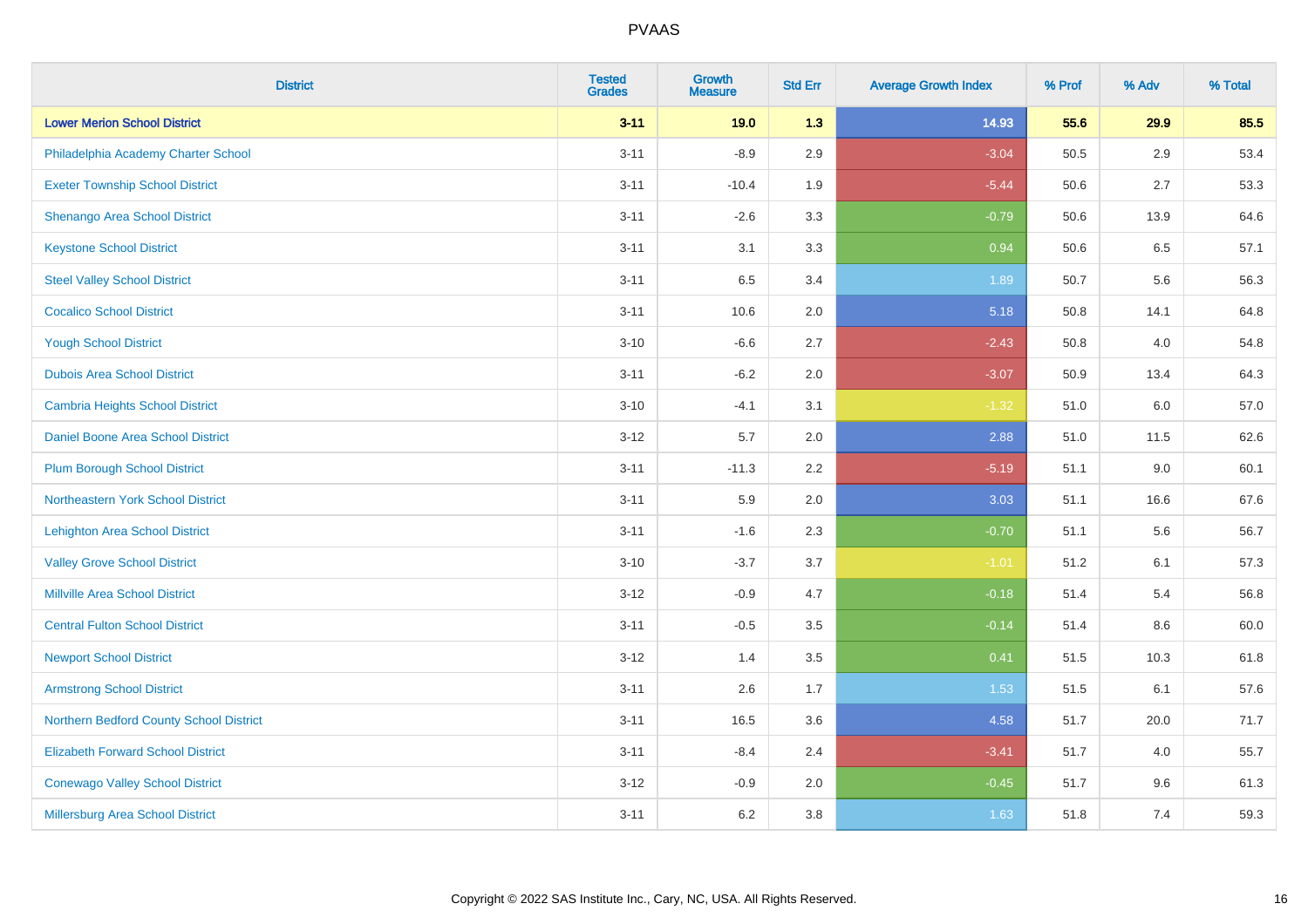PVAAS

| District | Tested Grades | Growth Measure | Std Err | Average Growth Index | % Prof | % Adv | % Total |
|---|---|---|---|---|---|---|---|
| **Lower Merion School District** | **3-11** | **19.0** | **1.3** | **14.93** | **55.6** | **29.9** | **85.5** |
| Philadelphia Academy Charter School | 3-11 | -8.9 | 2.9 | -3.04 | 50.5 | 2.9 | 53.4 |
| Exeter Township School District | 3-11 | -10.4 | 1.9 | -5.44 | 50.6 | 2.7 | 53.3 |
| Shenango Area School District | 3-11 | -2.6 | 3.3 | -0.79 | 50.6 | 13.9 | 64.6 |
| Keystone School District | 3-11 | 3.1 | 3.3 | 0.94 | 50.6 | 6.5 | 57.1 |
| Steel Valley School District | 3-11 | 6.5 | 3.4 | 1.89 | 50.7 | 5.6 | 56.3 |
| Cocalico School District | 3-11 | 10.6 | 2.0 | 5.18 | 50.8 | 14.1 | 64.8 |
| Yough School District | 3-10 | -6.6 | 2.7 | -2.43 | 50.8 | 4.0 | 54.8 |
| Dubois Area School District | 3-11 | -6.2 | 2.0 | -3.07 | 50.9 | 13.4 | 64.3 |
| Cambria Heights School District | 3-10 | -4.1 | 3.1 | -1.32 | 51.0 | 6.0 | 57.0 |
| Daniel Boone Area School District | 3-12 | 5.7 | 2.0 | 2.88 | 51.0 | 11.5 | 62.6 |
| Plum Borough School District | 3-11 | -11.3 | 2.2 | -5.19 | 51.1 | 9.0 | 60.1 |
| Northeastern York School District | 3-11 | 5.9 | 2.0 | 3.03 | 51.1 | 16.6 | 67.6 |
| Lehighton Area School District | 3-11 | -1.6 | 2.3 | -0.70 | 51.1 | 5.6 | 56.7 |
| Valley Grove School District | 3-10 | -3.7 | 3.7 | -1.01 | 51.2 | 6.1 | 57.3 |
| Millville Area School District | 3-12 | -0.9 | 4.7 | -0.18 | 51.4 | 5.4 | 56.8 |
| Central Fulton School District | 3-11 | -0.5 | 3.5 | -0.14 | 51.4 | 8.6 | 60.0 |
| Newport School District | 3-12 | 1.4 | 3.5 | 0.41 | 51.5 | 10.3 | 61.8 |
| Armstrong School District | 3-11 | 2.6 | 1.7 | 1.53 | 51.5 | 6.1 | 57.6 |
| Northern Bedford County School District | 3-11 | 16.5 | 3.6 | 4.58 | 51.7 | 20.0 | 71.7 |
| Elizabeth Forward School District | 3-11 | -8.4 | 2.4 | -3.41 | 51.7 | 4.0 | 55.7 |
| Conewago Valley School District | 3-12 | -0.9 | 2.0 | -0.45 | 51.7 | 9.6 | 61.3 |
| Millersburg Area School District | 3-11 | 6.2 | 3.8 | 1.63 | 51.8 | 7.4 | 59.3 |

Copyright © 2022 SAS Institute Inc., Cary, NC, USA. All Rights Reserved.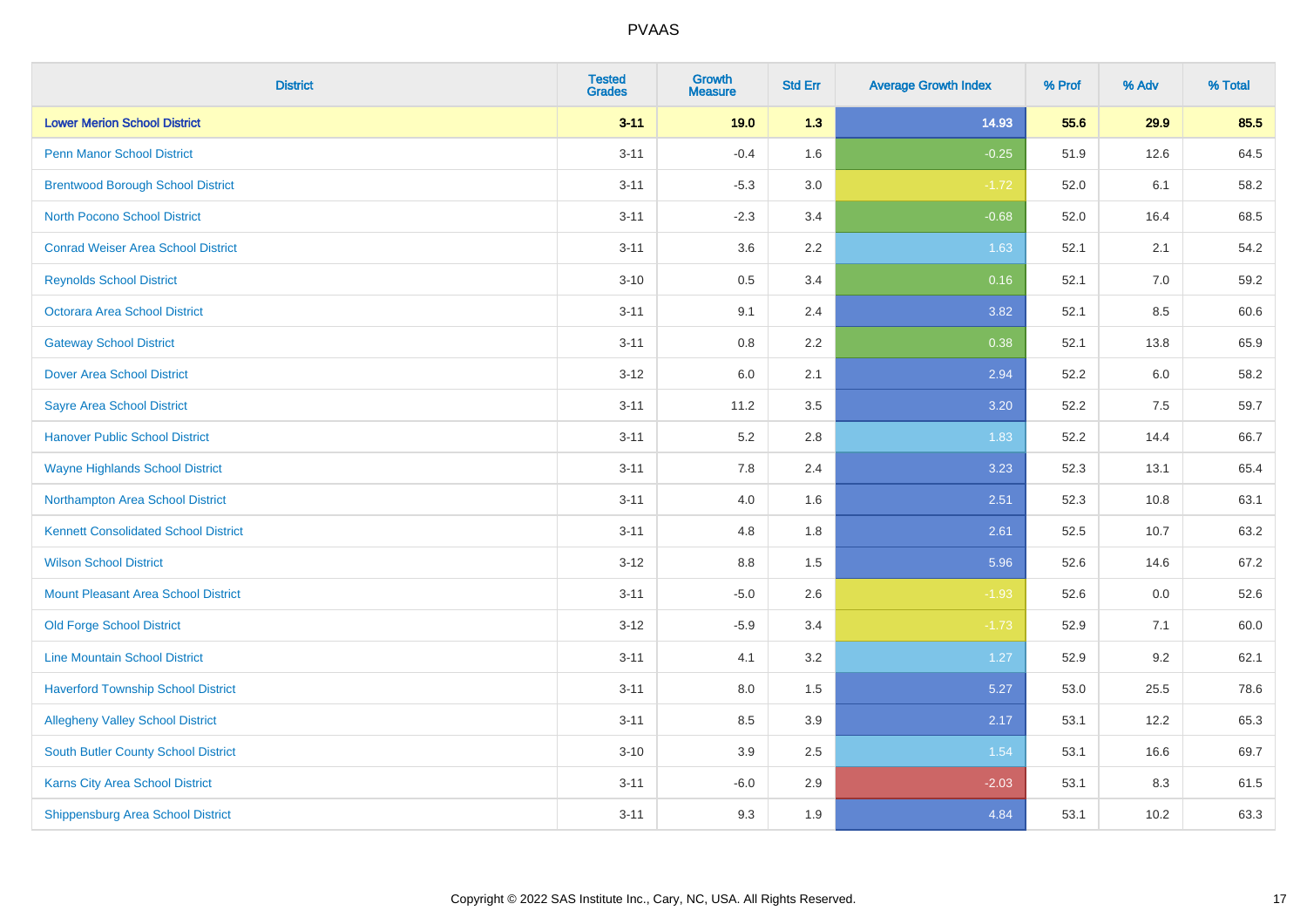| District | Tested Grades | Growth Measure | Std Err | Average Growth Index | % Prof | % Adv | % Total |
|---|---|---|---|---|---|---|---|
| **Lower Merion School District** | **3-11** | **19.0** | **1.3** | **14.93** | **55.6** | **29.9** | **85.5** |
| Penn Manor School District | 3-11 | -0.4 | 1.6 | -0.25 | 51.9 | 12.6 | 64.5 |
| Brentwood Borough School District | 3-11 | -5.3 | 3.0 | -1.72 | 52.0 | 6.1 | 58.2 |
| North Pocono School District | 3-11 | -2.3 | 3.4 | -0.68 | 52.0 | 16.4 | 68.5 |
| Conrad Weiser Area School District | 3-11 | 3.6 | 2.2 | 1.63 | 52.1 | 2.1 | 54.2 |
| Reynolds School District | 3-10 | 0.5 | 3.4 | 0.16 | 52.1 | 7.0 | 59.2 |
| Octorara Area School District | 3-11 | 9.1 | 2.4 | 3.82 | 52.1 | 8.5 | 60.6 |
| Gateway School District | 3-11 | 0.8 | 2.2 | 0.38 | 52.1 | 13.8 | 65.9 |
| Dover Area School District | 3-12 | 6.0 | 2.1 | 2.94 | 52.2 | 6.0 | 58.2 |
| Sayre Area School District | 3-11 | 11.2 | 3.5 | 3.20 | 52.2 | 7.5 | 59.7 |
| Hanover Public School District | 3-11 | 5.2 | 2.8 | 1.83 | 52.2 | 14.4 | 66.7 |
| Wayne Highlands School District | 3-11 | 7.8 | 2.4 | 3.23 | 52.3 | 13.1 | 65.4 |
| Northampton Area School District | 3-11 | 4.0 | 1.6 | 2.51 | 52.3 | 10.8 | 63.1 |
| Kennett Consolidated School District | 3-11 | 4.8 | 1.8 | 2.61 | 52.5 | 10.7 | 63.2 |
| Wilson School District | 3-12 | 8.8 | 1.5 | 5.96 | 52.6 | 14.6 | 67.2 |
| Mount Pleasant Area School District | 3-11 | -5.0 | 2.6 | -1.93 | 52.6 | 0.0 | 52.6 |
| Old Forge School District | 3-12 | -5.9 | 3.4 | -1.73 | 52.9 | 7.1 | 60.0 |
| Line Mountain School District | 3-11 | 4.1 | 3.2 | 1.27 | 52.9 | 9.2 | 62.1 |
| Haverford Township School District | 3-11 | 8.0 | 1.5 | 5.27 | 53.0 | 25.5 | 78.6 |
| Allegheny Valley School District | 3-11 | 8.5 | 3.9 | 2.17 | 53.1 | 12.2 | 65.3 |
| South Butler County School District | 3-10 | 3.9 | 2.5 | 1.54 | 53.1 | 16.6 | 69.7 |
| Karns City Area School District | 3-11 | -6.0 | 2.9 | -2.03 | 53.1 | 8.3 | 61.5 |
| Shippensburg Area School District | 3-11 | 9.3 | 1.9 | 4.84 | 53.1 | 10.2 | 63.3 |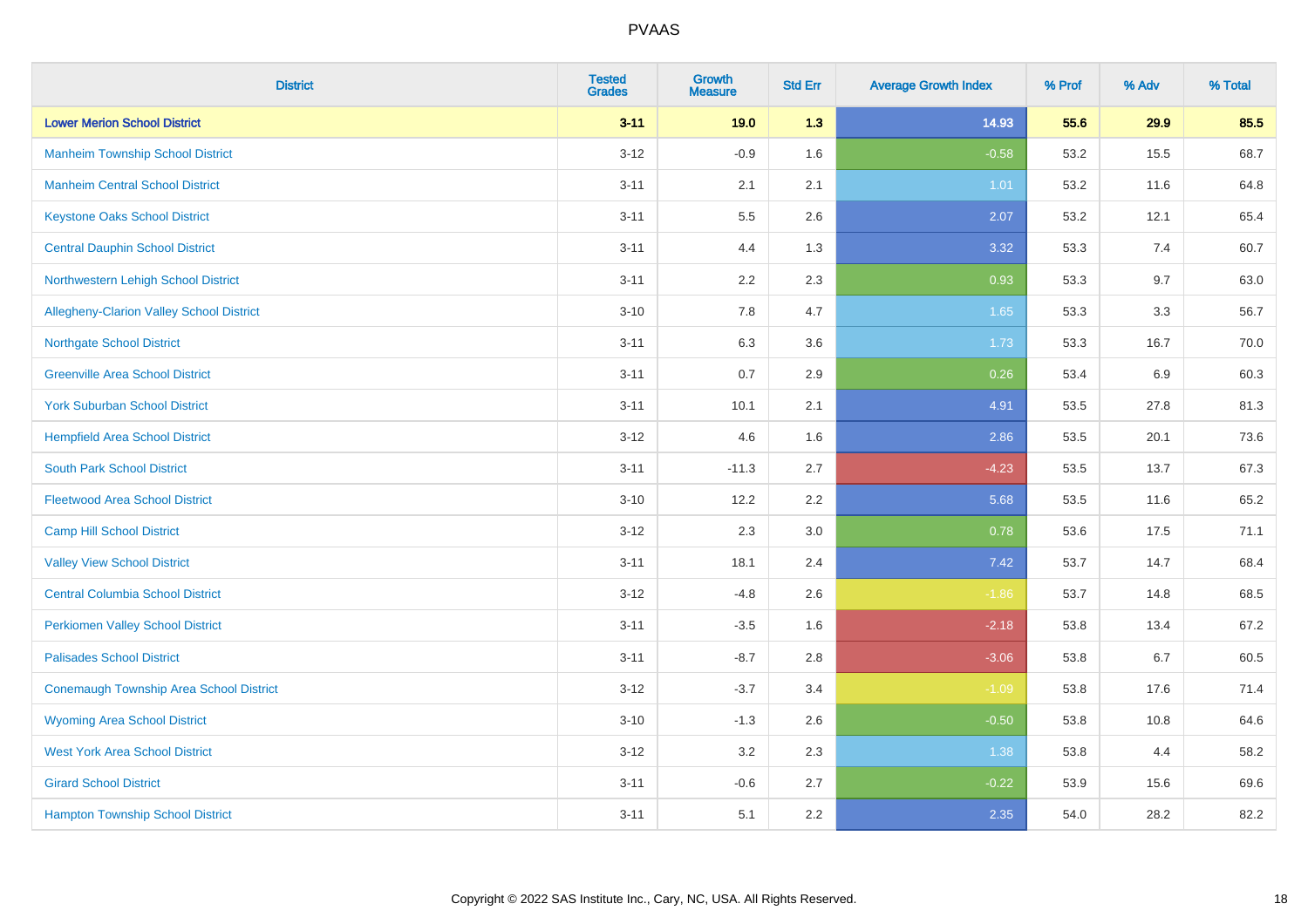# PVAAS

| District | Tested Grades | Growth Measure | Std Err | Average Growth Index | % Prof | % Adv | % Total |
|---|---|---|---|---|---|---|---|
| **Lower Merion School District** | **3-11** | **19.0** | **1.3** | **14.93** | **55.6** | **29.9** | **85.5** |
| Manheim Township School District | 3-12 | -0.9 | 1.6 | -0.58 | 53.2 | 15.5 | 68.7 |
| Manheim Central School District | 3-11 | 2.1 | 2.1 | 1.01 | 53.2 | 11.6 | 64.8 |
| Keystone Oaks School District | 3-11 | 5.5 | 2.6 | 2.07 | 53.2 | 12.1 | 65.4 |
| Central Dauphin School District | 3-11 | 4.4 | 1.3 | 3.32 | 53.3 | 7.4 | 60.7 |
| Northwestern Lehigh School District | 3-11 | 2.2 | 2.3 | 0.93 | 53.3 | 9.7 | 63.0 |
| Allegheny-Clarion Valley School District | 3-10 | 7.8 | 4.7 | 1.65 | 53.3 | 3.3 | 56.7 |
| Northgate School District | 3-11 | 6.3 | 3.6 | 1.73 | 53.3 | 16.7 | 70.0 |
| Greenville Area School District | 3-11 | 0.7 | 2.9 | 0.26 | 53.4 | 6.9 | 60.3 |
| York Suburban School District | 3-11 | 10.1 | 2.1 | 4.91 | 53.5 | 27.8 | 81.3 |
| Hempfield Area School District | 3-12 | 4.6 | 1.6 | 2.86 | 53.5 | 20.1 | 73.6 |
| South Park School District | 3-11 | -11.3 | 2.7 | -4.23 | 53.5 | 13.7 | 67.3 |
| Fleetwood Area School District | 3-10 | 12.2 | 2.2 | 5.68 | 53.5 | 11.6 | 65.2 |
| Camp Hill School District | 3-12 | 2.3 | 3.0 | 0.78 | 53.6 | 17.5 | 71.1 |
| Valley View School District | 3-11 | 18.1 | 2.4 | 7.42 | 53.7 | 14.7 | 68.4 |
| Central Columbia School District | 3-12 | -4.8 | 2.6 | -1.86 | 53.7 | 14.8 | 68.5 |
| Perkiomen Valley School District | 3-11 | -3.5 | 1.6 | -2.18 | 53.8 | 13.4 | 67.2 |
| Palisades School District | 3-11 | -8.7 | 2.8 | -3.06 | 53.8 | 6.7 | 60.5 |
| Conemaugh Township Area School District | 3-12 | -3.7 | 3.4 | -1.09 | 53.8 | 17.6 | 71.4 |
| Wyoming Area School District | 3-10 | -1.3 | 2.6 | -0.50 | 53.8 | 10.8 | 64.6 |
| West York Area School District | 3-12 | 3.2 | 2.3 | 1.38 | 53.8 | 4.4 | 58.2 |
| Girard School District | 3-11 | -0.6 | 2.7 | -0.22 | 53.9 | 15.6 | 69.6 |
| Hampton Township School District | 3-11 | 5.1 | 2.2 | 2.35 | 54.0 | 28.2 | 82.2 |

Copyright © 2022 SAS Institute Inc., Cary, NC, USA. All Rights Reserved.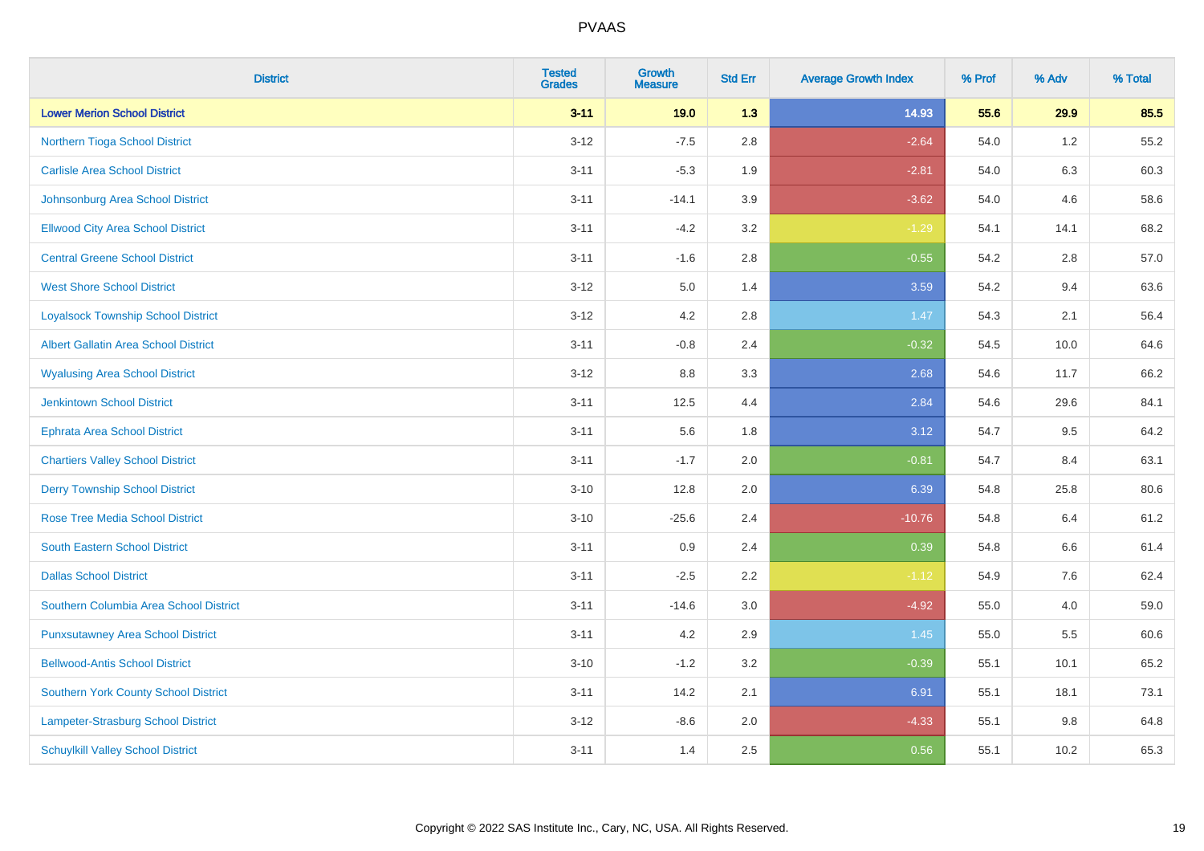| District | Tested Grades | Growth Measure | Std Err | Average Growth Index | % Prof | % Adv | % Total |
|---|---|---|---|---|---|---|---|
| **Lower Merion School District** | **3-11** | **19.0** | **1.3** | **14.93** | **55.6** | **29.9** | **85.5** |
| Northern Tioga School District | 3-12 | -7.5 | 2.8 | -2.64 | 54.0 | 1.2 | 55.2 |
| Carlisle Area School District | 3-11 | -5.3 | 1.9 | -2.81 | 54.0 | 6.3 | 60.3 |
| Johnsonburg Area School District | 3-11 | -14.1 | 3.9 | -3.62 | 54.0 | 4.6 | 58.6 |
| Ellwood City Area School District | 3-11 | -4.2 | 3.2 | -1.29 | 54.1 | 14.1 | 68.2 |
| Central Greene School District | 3-11 | -1.6 | 2.8 | -0.55 | 54.2 | 2.8 | 57.0 |
| West Shore School District | 3-12 | 5.0 | 1.4 | 3.59 | 54.2 | 9.4 | 63.6 |
| Loyalsock Township School District | 3-12 | 4.2 | 2.8 | 1.47 | 54.3 | 2.1 | 56.4 |
| Albert Gallatin Area School District | 3-11 | -0.8 | 2.4 | -0.32 | 54.5 | 10.0 | 64.6 |
| Wyalusing Area School District | 3-12 | 8.8 | 3.3 | 2.68 | 54.6 | 11.7 | 66.2 |
| Jenkintown School District | 3-11 | 12.5 | 4.4 | 2.84 | 54.6 | 29.6 | 84.1 |
| Ephrata Area School District | 3-11 | 5.6 | 1.8 | 3.12 | 54.7 | 9.5 | 64.2 |
| Chartiers Valley School District | 3-11 | -1.7 | 2.0 | -0.81 | 54.7 | 8.4 | 63.1 |
| Derry Township School District | 3-10 | 12.8 | 2.0 | 6.39 | 54.8 | 25.8 | 80.6 |
| Rose Tree Media School District | 3-10 | -25.6 | 2.4 | -10.76 | 54.8 | 6.4 | 61.2 |
| South Eastern School District | 3-11 | 0.9 | 2.4 | 0.39 | 54.8 | 6.6 | 61.4 |
| Dallas School District | 3-11 | -2.5 | 2.2 | -1.12 | 54.9 | 7.6 | 62.4 |
| Southern Columbia Area School District | 3-11 | -14.6 | 3.0 | -4.92 | 55.0 | 4.0 | 59.0 |
| Punxsutawney Area School District | 3-11 | 4.2 | 2.9 | 1.45 | 55.0 | 5.5 | 60.6 |
| Bellwood-Antis School District | 3-10 | -1.2 | 3.2 | -0.39 | 55.1 | 10.1 | 65.2 |
| Southern York County School District | 3-11 | 14.2 | 2.1 | 6.91 | 55.1 | 18.1 | 73.1 |
| Lampeter-Strasburg School District | 3-12 | -8.6 | 2.0 | -4.33 | 55.1 | 9.8 | 64.8 |
| Schuylkill Valley School District | 3-11 | 1.4 | 2.5 | 0.56 | 55.1 | 10.2 | 65.3 |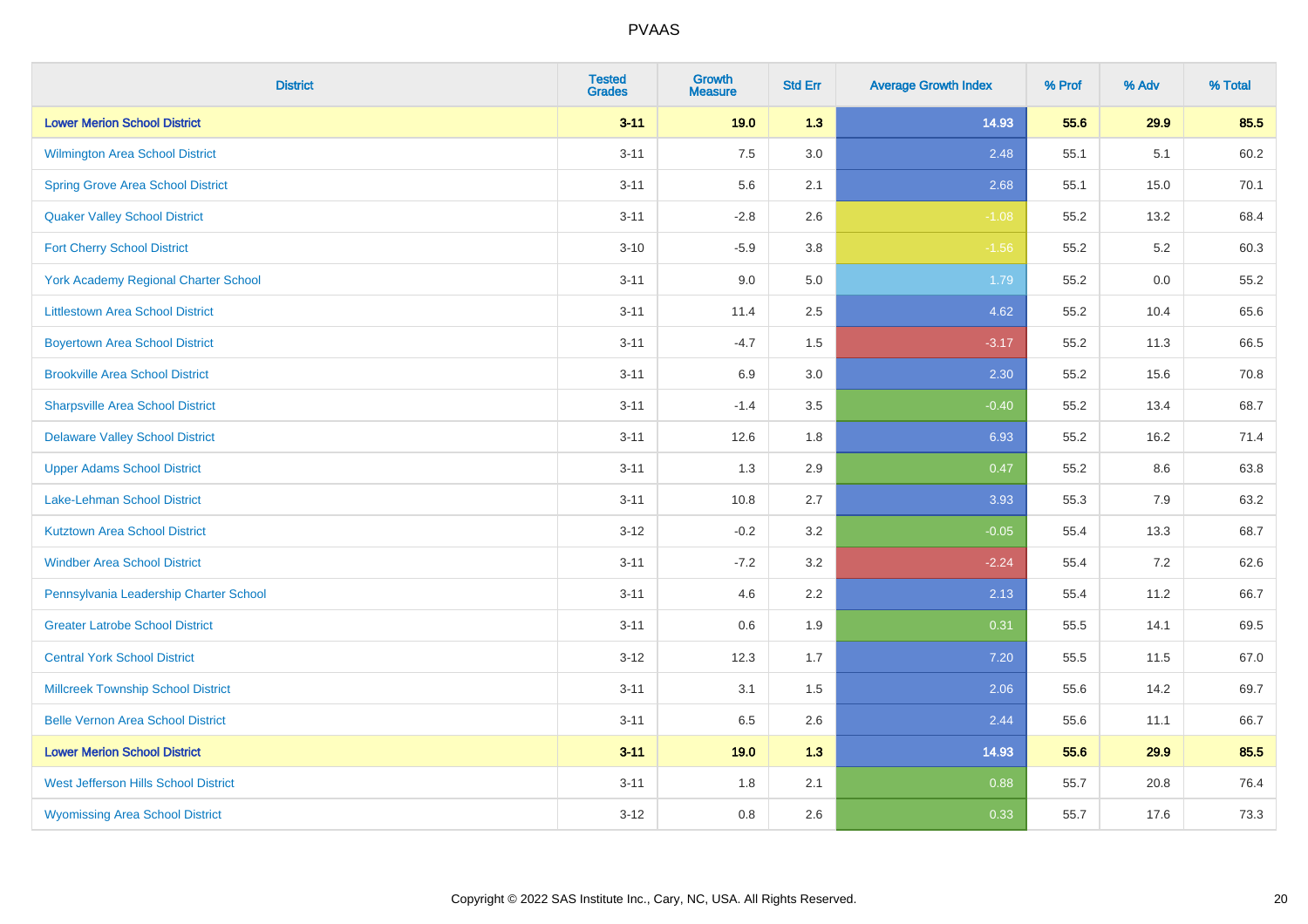| District | Tested Grades | Growth Measure | Std Err | Average Growth Index | % Prof | % Adv | % Total |
|---|---|---|---|---|---|---|---|
| **Lower Merion School District** | **3-11** | **19.0** | **1.3** | **14.93** | **55.6** | **29.9** | **85.5** |
| Wilmington Area School District | 3-11 | 7.5 | 3.0 | 2.48 | 55.1 | 5.1 | 60.2 |
| Spring Grove Area School District | 3-11 | 5.6 | 2.1 | 2.68 | 55.1 | 15.0 | 70.1 |
| Quaker Valley School District | 3-11 | -2.8 | 2.6 | -1.08 | 55.2 | 13.2 | 68.4 |
| Fort Cherry School District | 3-10 | -5.9 | 3.8 | -1.56 | 55.2 | 5.2 | 60.3 |
| York Academy Regional Charter School | 3-11 | 9.0 | 5.0 | 1.79 | 55.2 | 0.0 | 55.2 |
| Littlestown Area School District | 3-11 | 11.4 | 2.5 | 4.62 | 55.2 | 10.4 | 65.6 |
| Boyertown Area School District | 3-11 | -4.7 | 1.5 | -3.17 | 55.2 | 11.3 | 66.5 |
| Brookville Area School District | 3-11 | 6.9 | 3.0 | 2.30 | 55.2 | 15.6 | 70.8 |
| Sharpsville Area School District | 3-11 | -1.4 | 3.5 | -0.40 | 55.2 | 13.4 | 68.7 |
| Delaware Valley School District | 3-11 | 12.6 | 1.8 | 6.93 | 55.2 | 16.2 | 71.4 |
| Upper Adams School District | 3-11 | 1.3 | 2.9 | 0.47 | 55.2 | 8.6 | 63.8 |
| Lake-Lehman School District | 3-11 | 10.8 | 2.7 | 3.93 | 55.3 | 7.9 | 63.2 |
| Kutztown Area School District | 3-12 | -0.2 | 3.2 | -0.05 | 55.4 | 13.3 | 68.7 |
| Windber Area School District | 3-11 | -7.2 | 3.2 | -2.24 | 55.4 | 7.2 | 62.6 |
| Pennsylvania Leadership Charter School | 3-11 | 4.6 | 2.2 | 2.13 | 55.4 | 11.2 | 66.7 |
| Greater Latrobe School District | 3-11 | 0.6 | 1.9 | 0.31 | 55.5 | 14.1 | 69.5 |
| Central York School District | 3-12 | 12.3 | 1.7 | 7.20 | 55.5 | 11.5 | 67.0 |
| Millcreek Township School District | 3-11 | 3.1 | 1.5 | 2.06 | 55.6 | 14.2 | 69.7 |
| Belle Vernon Area School District | 3-11 | 6.5 | 2.6 | 2.44 | 55.6 | 11.1 | 66.7 |
| **Lower Merion School District** | **3-11** | **19.0** | **1.3** | **14.93** | **55.6** | **29.9** | **85.5** |
| West Jefferson Hills School District | 3-11 | 1.8 | 2.1 | 0.88 | 55.7 | 20.8 | 76.4 |
| Wyomissing Area School District | 3-12 | 0.8 | 2.6 | 0.33 | 55.7 | 17.6 | 73.3 |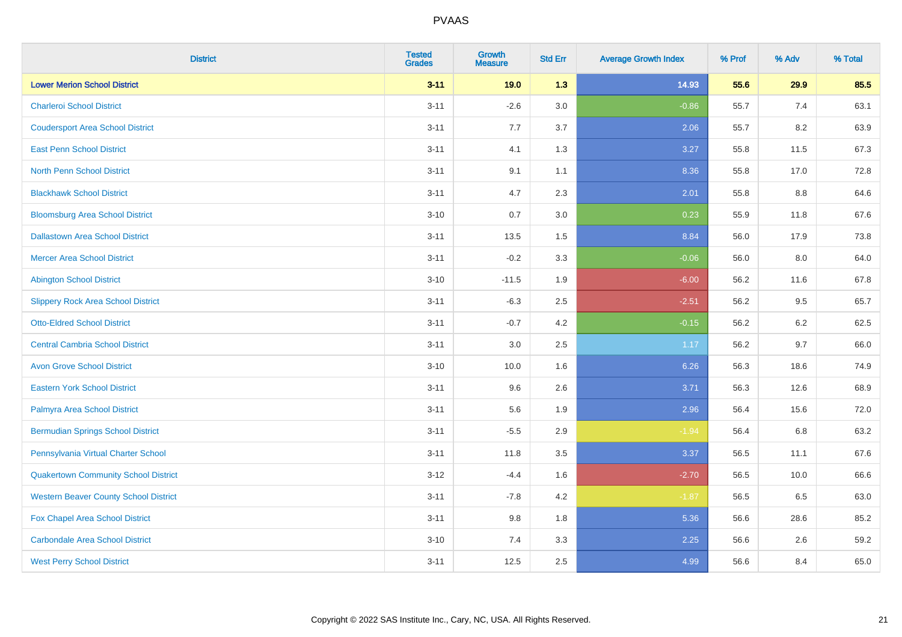# PVAAS

| District | Tested Grades | Growth Measure | Std Err | Average Growth Index | % Prof | % Adv | % Total |
|---|---|---|---|---|---|---|---|
| **Lower Merion School District** | **3-11** | **19.0** | **1.3** | **14.93** | **55.6** | **29.9** | **85.5** |
| Charleroi School District | 3-11 | -2.6 | 3.0 | -0.86 | 55.7 | 7.4 | 63.1 |
| Coudersport Area School District | 3-11 | 7.7 | 3.7 | 2.06 | 55.7 | 8.2 | 63.9 |
| East Penn School District | 3-11 | 4.1 | 1.3 | 3.27 | 55.8 | 11.5 | 67.3 |
| North Penn School District | 3-11 | 9.1 | 1.1 | 8.36 | 55.8 | 17.0 | 72.8 |
| Blackhawk School District | 3-11 | 4.7 | 2.3 | 2.01 | 55.8 | 8.8 | 64.6 |
| Bloomsburg Area School District | 3-10 | 0.7 | 3.0 | 0.23 | 55.9 | 11.8 | 67.6 |
| Dallastown Area School District | 3-11 | 13.5 | 1.5 | 8.84 | 56.0 | 17.9 | 73.8 |
| Mercer Area School District | 3-11 | -0.2 | 3.3 | -0.06 | 56.0 | 8.0 | 64.0 |
| Abington School District | 3-10 | -11.5 | 1.9 | -6.00 | 56.2 | 11.6 | 67.8 |
| Slippery Rock Area School District | 3-11 | -6.3 | 2.5 | -2.51 | 56.2 | 9.5 | 65.7 |
| Otto-Eldred School District | 3-11 | -0.7 | 4.2 | -0.15 | 56.2 | 6.2 | 62.5 |
| Central Cambria School District | 3-11 | 3.0 | 2.5 | 1.17 | 56.2 | 9.7 | 66.0 |
| Avon Grove School District | 3-10 | 10.0 | 1.6 | 6.26 | 56.3 | 18.6 | 74.9 |
| Eastern York School District | 3-11 | 9.6 | 2.6 | 3.71 | 56.3 | 12.6 | 68.9 |
| Palmyra Area School District | 3-11 | 5.6 | 1.9 | 2.96 | 56.4 | 15.6 | 72.0 |
| Bermudian Springs School District | 3-11 | -5.5 | 2.9 | -1.94 | 56.4 | 6.8 | 63.2 |
| Pennsylvania Virtual Charter School | 3-11 | 11.8 | 3.5 | 3.37 | 56.5 | 11.1 | 67.6 |
| Quakertown Community School District | 3-12 | -4.4 | 1.6 | -2.70 | 56.5 | 10.0 | 66.6 |
| Western Beaver County School District | 3-11 | -7.8 | 4.2 | -1.87 | 56.5 | 6.5 | 63.0 |
| Fox Chapel Area School District | 3-11 | 9.8 | 1.8 | 5.36 | 56.6 | 28.6 | 85.2 |
| Carbondale Area School District | 3-10 | 7.4 | 3.3 | 2.25 | 56.6 | 2.6 | 59.2 |
| West Perry School District | 3-11 | 12.5 | 2.5 | 4.99 | 56.6 | 8.4 | 65.0 |

Copyright © 2022 SAS Institute Inc., Cary, NC, USA. All Rights Reserved.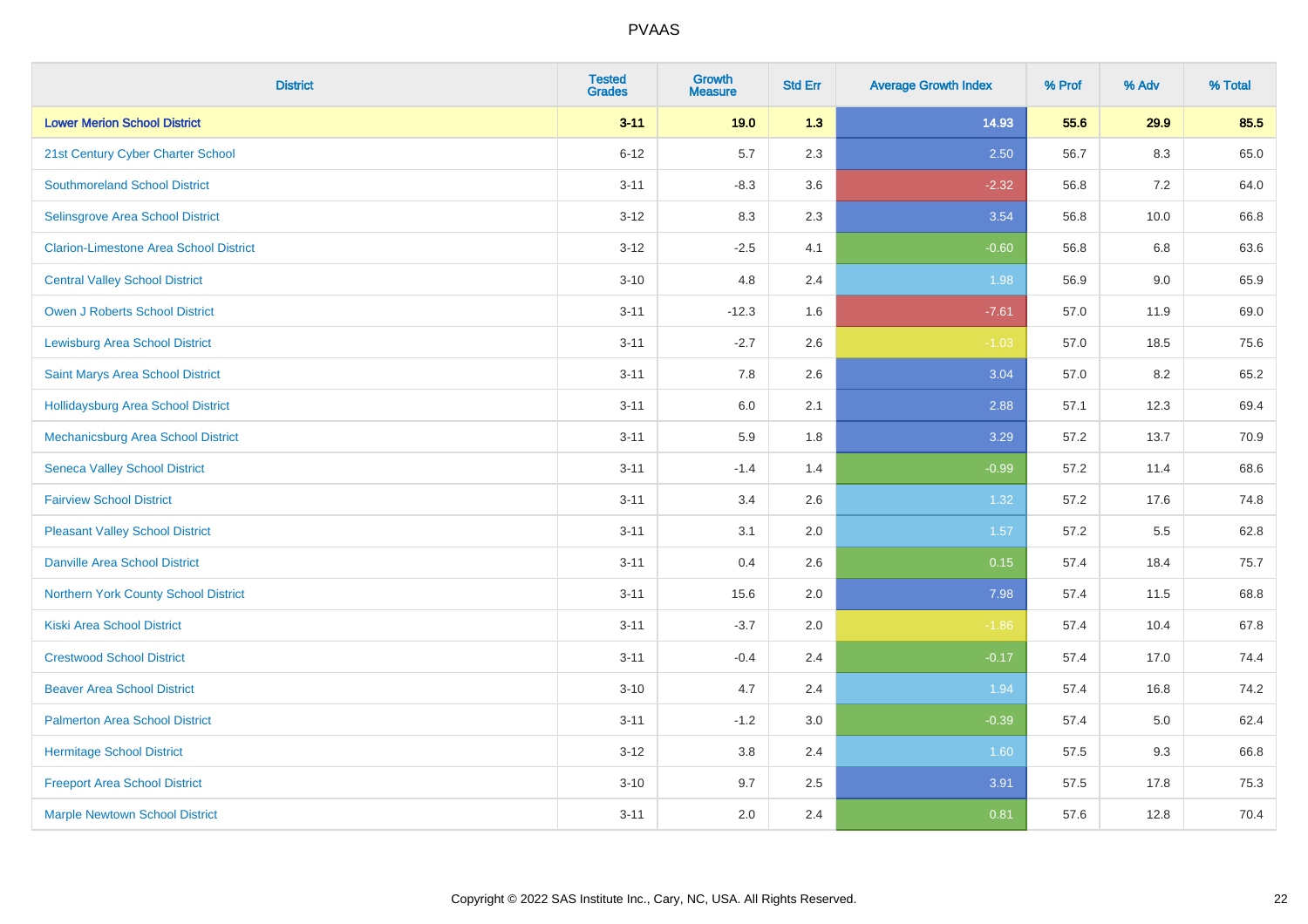# PVAAS

| District | Tested Grades | Growth Measure | Std Err | Average Growth Index | % Prof | % Adv | % Total |
|---|---|---|---|---|---|---|---|
| **Lower Merion School District** | **3-11** | **19.0** | **1.3** | **14.93** | **55.6** | **29.9** | **85.5** |
| 21st Century Cyber Charter School | 6-12 | 5.7 | 2.3 | 2.50 | 56.7 | 8.3 | 65.0 |
| Southmoreland School District | 3-11 | -8.3 | 3.6 | -2.32 | 56.8 | 7.2 | 64.0 |
| Selinsgrove Area School District | 3-12 | 8.3 | 2.3 | 3.54 | 56.8 | 10.0 | 66.8 |
| Clarion-Limestone Area School District | 3-12 | -2.5 | 4.1 | -0.60 | 56.8 | 6.8 | 63.6 |
| Central Valley School District | 3-10 | 4.8 | 2.4 | 1.98 | 56.9 | 9.0 | 65.9 |
| Owen J Roberts School District | 3-11 | -12.3 | 1.6 | -7.61 | 57.0 | 11.9 | 69.0 |
| Lewisburg Area School District | 3-11 | -2.7 | 2.6 | -1.03 | 57.0 | 18.5 | 75.6 |
| Saint Marys Area School District | 3-11 | 7.8 | 2.6 | 3.04 | 57.0 | 8.2 | 65.2 |
| Hollidaysburg Area School District | 3-11 | 6.0 | 2.1 | 2.88 | 57.1 | 12.3 | 69.4 |
| Mechanicsburg Area School District | 3-11 | 5.9 | 1.8 | 3.29 | 57.2 | 13.7 | 70.9 |
| Seneca Valley School District | 3-11 | -1.4 | 1.4 | -0.99 | 57.2 | 11.4 | 68.6 |
| Fairview School District | 3-11 | 3.4 | 2.6 | 1.32 | 57.2 | 17.6 | 74.8 |
| Pleasant Valley School District | 3-11 | 3.1 | 2.0 | 1.57 | 57.2 | 5.5 | 62.8 |
| Danville Area School District | 3-11 | 0.4 | 2.6 | 0.15 | 57.4 | 18.4 | 75.7 |
| Northern York County School District | 3-11 | 15.6 | 2.0 | 7.98 | 57.4 | 11.5 | 68.8 |
| Kiski Area School District | 3-11 | -3.7 | 2.0 | -1.86 | 57.4 | 10.4 | 67.8 |
| Crestwood School District | 3-11 | -0.4 | 2.4 | -0.17 | 57.4 | 17.0 | 74.4 |
| Beaver Area School District | 3-10 | 4.7 | 2.4 | 1.94 | 57.4 | 16.8 | 74.2 |
| Palmerton Area School District | 3-11 | -1.2 | 3.0 | -0.39 | 57.4 | 5.0 | 62.4 |
| Hermitage School District | 3-12 | 3.8 | 2.4 | 1.60 | 57.5 | 9.3 | 66.8 |
| Freeport Area School District | 3-10 | 9.7 | 2.5 | 3.91 | 57.5 | 17.8 | 75.3 |
| Marple Newtown School District | 3-11 | 2.0 | 2.4 | 0.81 | 57.6 | 12.8 | 70.4 |

Copyright © 2022 SAS Institute Inc., Cary, NC, USA. All Rights Reserved.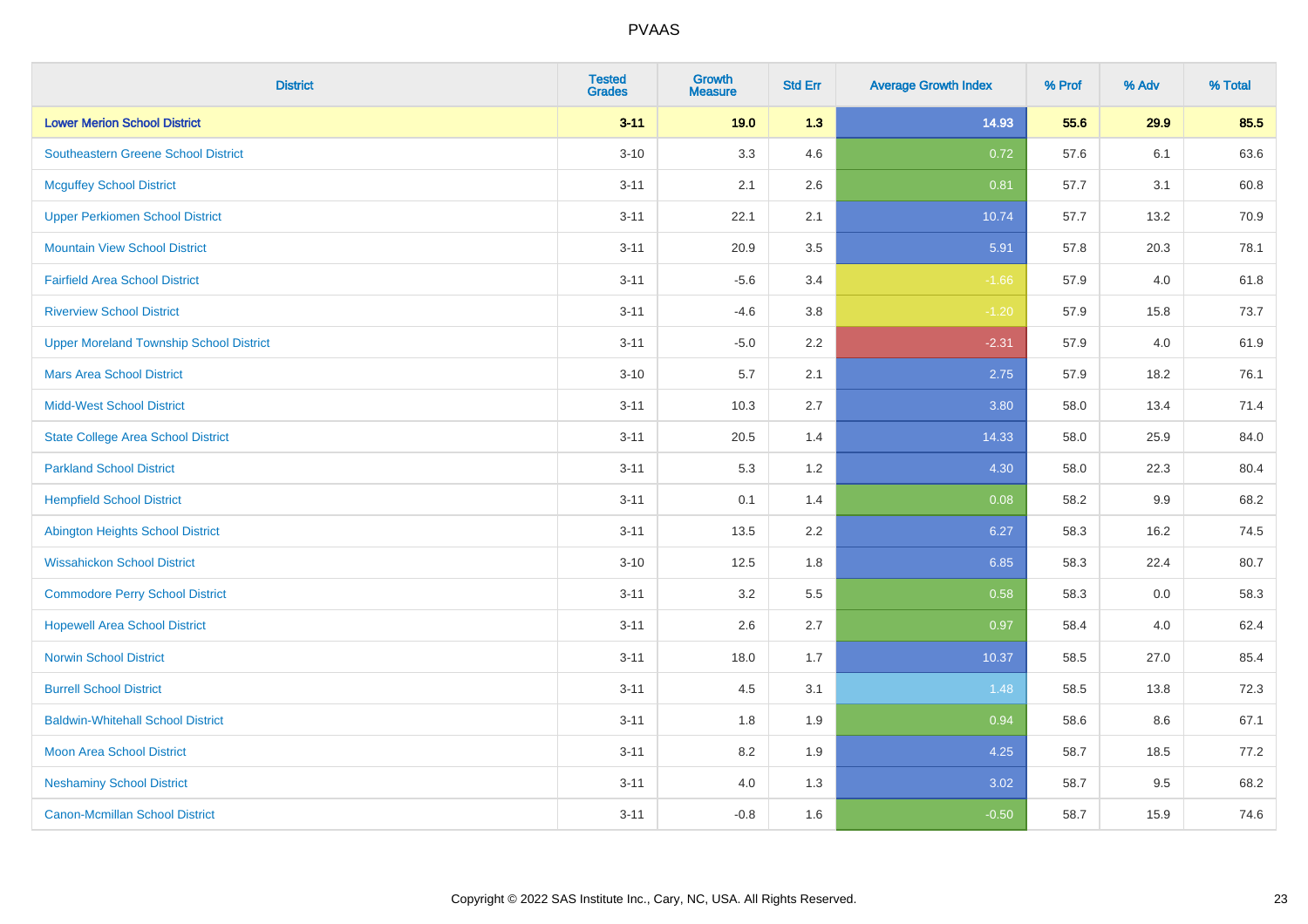| District | Tested Grades | Growth Measure | Std Err | Average Growth Index | % Prof | % Adv | % Total |
|---|---|---|---|---|---|---|---|
| **Lower Merion School District** | **3-11** | **19.0** | **1.3** | **14.93** | **55.6** | **29.9** | **85.5** |
| Southeastern Greene School District | 3-10 | 3.3 | 4.6 | 0.72 | 57.6 | 6.1 | 63.6 |
| Mcguffey School District | 3-11 | 2.1 | 2.6 | 0.81 | 57.7 | 3.1 | 60.8 |
| Upper Perkiomen School District | 3-11 | 22.1 | 2.1 | 10.74 | 57.7 | 13.2 | 70.9 |
| Mountain View School District | 3-11 | 20.9 | 3.5 | 5.91 | 57.8 | 20.3 | 78.1 |
| Fairfield Area School District | 3-11 | -5.6 | 3.4 | -1.66 | 57.9 | 4.0 | 61.8 |
| Riverview School District | 3-11 | -4.6 | 3.8 | -1.20 | 57.9 | 15.8 | 73.7 |
| Upper Moreland Township School District | 3-11 | -5.0 | 2.2 | -2.31 | 57.9 | 4.0 | 61.9 |
| Mars Area School District | 3-10 | 5.7 | 2.1 | 2.75 | 57.9 | 18.2 | 76.1 |
| Midd-West School District | 3-11 | 10.3 | 2.7 | 3.80 | 58.0 | 13.4 | 71.4 |
| State College Area School District | 3-11 | 20.5 | 1.4 | 14.33 | 58.0 | 25.9 | 84.0 |
| Parkland School District | 3-11 | 5.3 | 1.2 | 4.30 | 58.0 | 22.3 | 80.4 |
| Hempfield School District | 3-11 | 0.1 | 1.4 | 0.08 | 58.2 | 9.9 | 68.2 |
| Abington Heights School District | 3-11 | 13.5 | 2.2 | 6.27 | 58.3 | 16.2 | 74.5 |
| Wissahickon School District | 3-10 | 12.5 | 1.8 | 6.85 | 58.3 | 22.4 | 80.7 |
| Commodore Perry School District | 3-11 | 3.2 | 5.5 | 0.58 | 58.3 | 0.0 | 58.3 |
| Hopewell Area School District | 3-11 | 2.6 | 2.7 | 0.97 | 58.4 | 4.0 | 62.4 |
| Norwin School District | 3-11 | 18.0 | 1.7 | 10.37 | 58.5 | 27.0 | 85.4 |
| Burrell School District | 3-11 | 4.5 | 3.1 | 1.48 | 58.5 | 13.8 | 72.3 |
| Baldwin-Whitehall School District | 3-11 | 1.8 | 1.9 | 0.94 | 58.6 | 8.6 | 67.1 |
| Moon Area School District | 3-11 | 8.2 | 1.9 | 4.25 | 58.7 | 18.5 | 77.2 |
| Neshaminy School District | 3-11 | 4.0 | 1.3 | 3.02 | 58.7 | 9.5 | 68.2 |
| Canon-Mcmillan School District | 3-11 | -0.8 | 1.6 | -0.50 | 58.7 | 15.9 | 74.6 |

Copyright © 2022 SAS Institute Inc., Cary, NC, USA. All Rights Reserved.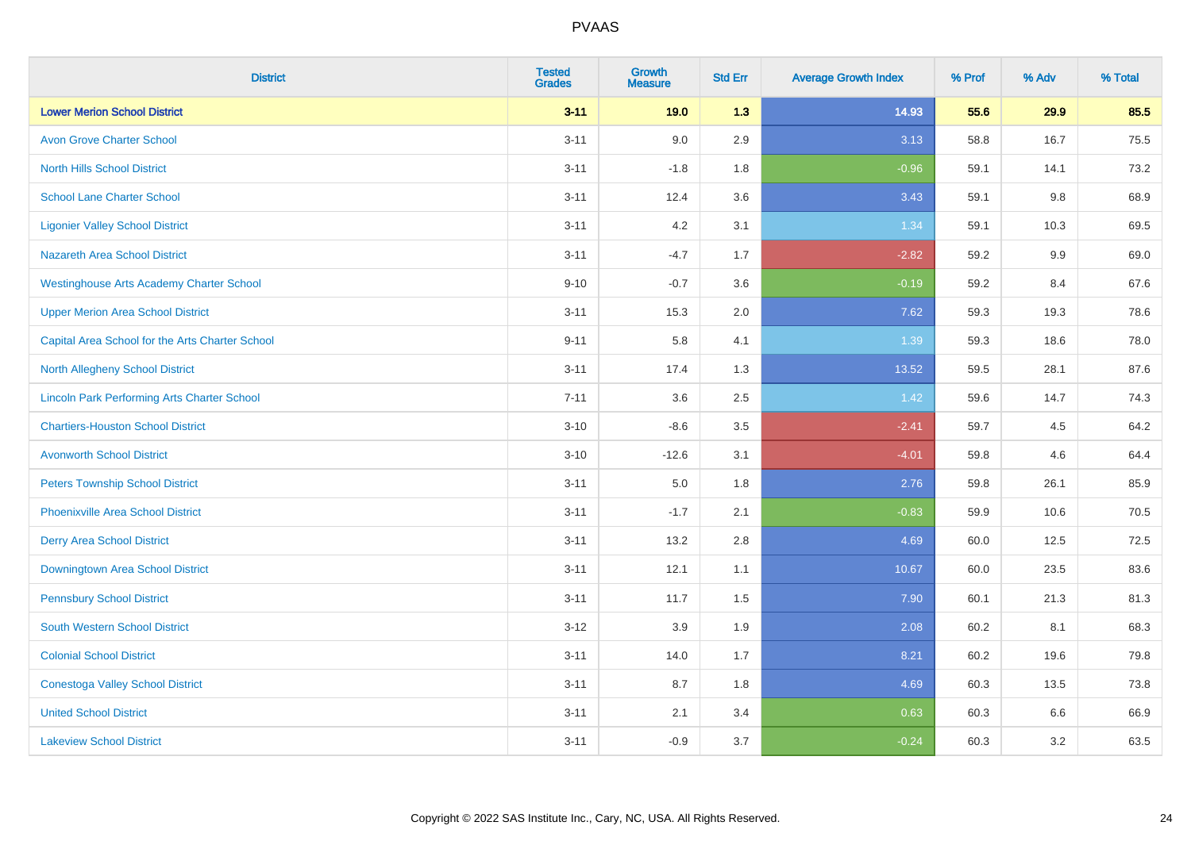| District | Tested Grades | Growth Measure | Std Err | Average Growth Index | % Prof | % Adv | % Total |
|---|---|---|---|---|---|---|---|
| **Lower Merion School District** | **3-11** | **19.0** | **1.3** | **14.93** | **55.6** | **29.9** | **85.5** |
| Avon Grove Charter School | 3-11 | 9.0 | 2.9 | 3.13 | 58.8 | 16.7 | 75.5 |
| North Hills School District | 3-11 | -1.8 | 1.8 | -0.96 | 59.1 | 14.1 | 73.2 |
| School Lane Charter School | 3-11 | 12.4 | 3.6 | 3.43 | 59.1 | 9.8 | 68.9 |
| Ligonier Valley School District | 3-11 | 4.2 | 3.1 | 1.34 | 59.1 | 10.3 | 69.5 |
| Nazareth Area School District | 3-11 | -4.7 | 1.7 | -2.82 | 59.2 | 9.9 | 69.0 |
| Westinghouse Arts Academy Charter School | 9-10 | -0.7 | 3.6 | -0.19 | 59.2 | 8.4 | 67.6 |
| Upper Merion Area School District | 3-11 | 15.3 | 2.0 | 7.62 | 59.3 | 19.3 | 78.6 |
| Capital Area School for the Arts Charter School | 9-11 | 5.8 | 4.1 | 1.39 | 59.3 | 18.6 | 78.0 |
| North Allegheny School District | 3-11 | 17.4 | 1.3 | 13.52 | 59.5 | 28.1 | 87.6 |
| Lincoln Park Performing Arts Charter School | 7-11 | 3.6 | 2.5 | 1.42 | 59.6 | 14.7 | 74.3 |
| Chartiers-Houston School District | 3-10 | -8.6 | 3.5 | -2.41 | 59.7 | 4.5 | 64.2 |
| Avonworth School District | 3-10 | -12.6 | 3.1 | -4.01 | 59.8 | 4.6 | 64.4 |
| Peters Township School District | 3-11 | 5.0 | 1.8 | 2.76 | 59.8 | 26.1 | 85.9 |
| Phoenixville Area School District | 3-11 | -1.7 | 2.1 | -0.83 | 59.9 | 10.6 | 70.5 |
| Derry Area School District | 3-11 | 13.2 | 2.8 | 4.69 | 60.0 | 12.5 | 72.5 |
| Downingtown Area School District | 3-11 | 12.1 | 1.1 | 10.67 | 60.0 | 23.5 | 83.6 |
| Pennsbury School District | 3-11 | 11.7 | 1.5 | 7.90 | 60.1 | 21.3 | 81.3 |
| South Western School District | 3-12 | 3.9 | 1.9 | 2.08 | 60.2 | 8.1 | 68.3 |
| Colonial School District | 3-11 | 14.0 | 1.7 | 8.21 | 60.2 | 19.6 | 79.8 |
| Conestoga Valley School District | 3-11 | 8.7 | 1.8 | 4.69 | 60.3 | 13.5 | 73.8 |
| United School District | 3-11 | 2.1 | 3.4 | 0.63 | 60.3 | 6.6 | 66.9 |
| Lakeview School District | 3-11 | -0.9 | 3.7 | -0.24 | 60.3 | 3.2 | 63.5 |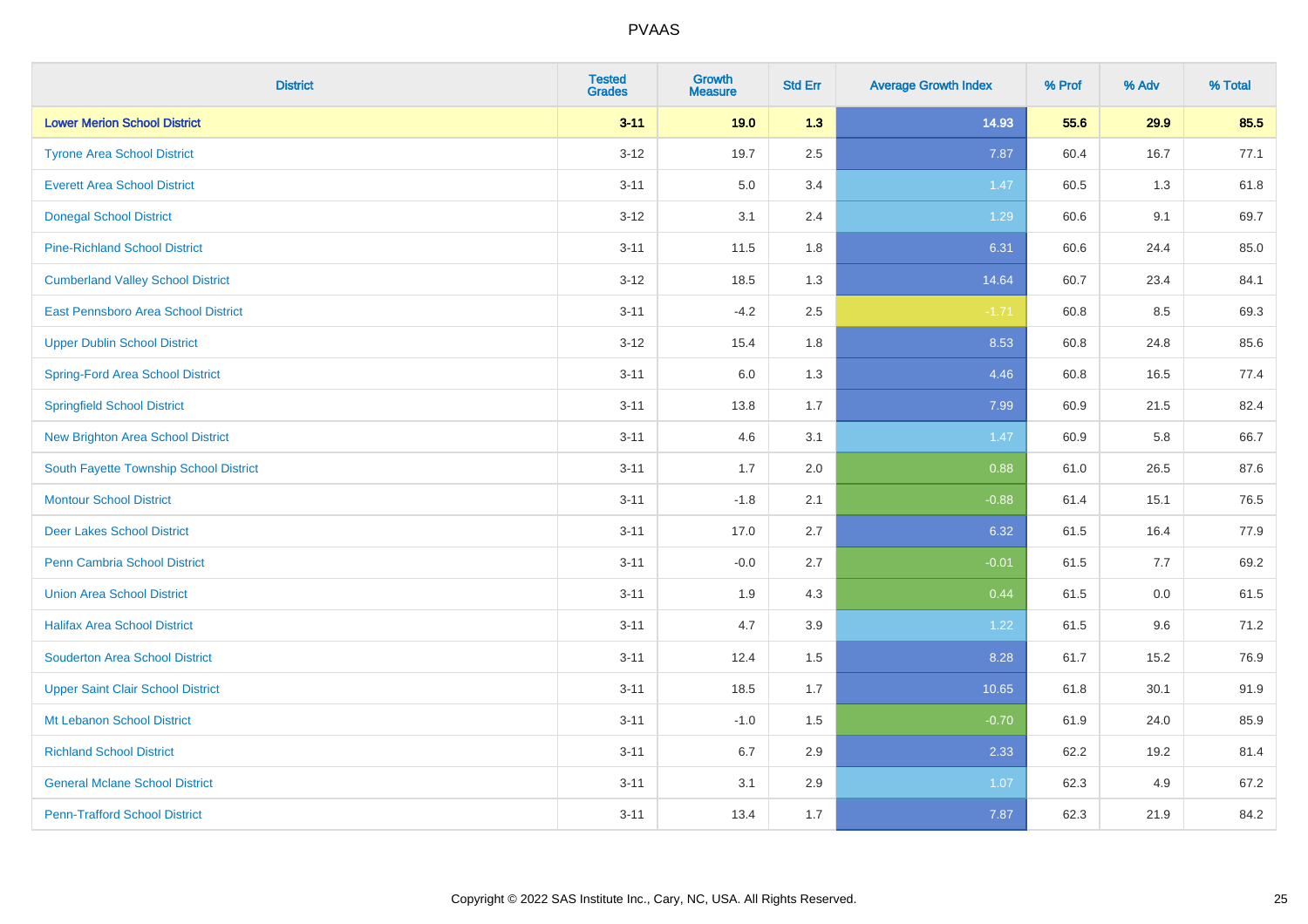# PVAAS

| District | Tested Grades | Growth Measure | Std Err | Average Growth Index | % Prof | % Adv | % Total |
|---|---|---|---|---|---|---|---|
| **Lower Merion School District** | **3-11** | **19.0** | **1.3** | **14.93** | **55.6** | **29.9** | **85.5** |
| Tyrone Area School District | 3-12 | 19.7 | 2.5 | 7.87 | 60.4 | 16.7 | 77.1 |
| Everett Area School District | 3-11 | 5.0 | 3.4 | 1.47 | 60.5 | 1.3 | 61.8 |
| Donegal School District | 3-12 | 3.1 | 2.4 | 1.29 | 60.6 | 9.1 | 69.7 |
| Pine-Richland School District | 3-11 | 11.5 | 1.8 | 6.31 | 60.6 | 24.4 | 85.0 |
| Cumberland Valley School District | 3-12 | 18.5 | 1.3 | 14.64 | 60.7 | 23.4 | 84.1 |
| East Pennsboro Area School District | 3-11 | -4.2 | 2.5 | -1.71 | 60.8 | 8.5 | 69.3 |
| Upper Dublin School District | 3-12 | 15.4 | 1.8 | 8.53 | 60.8 | 24.8 | 85.6 |
| Spring-Ford Area School District | 3-11 | 6.0 | 1.3 | 4.46 | 60.8 | 16.5 | 77.4 |
| Springfield School District | 3-11 | 13.8 | 1.7 | 7.99 | 60.9 | 21.5 | 82.4 |
| New Brighton Area School District | 3-11 | 4.6 | 3.1 | 1.47 | 60.9 | 5.8 | 66.7 |
| South Fayette Township School District | 3-11 | 1.7 | 2.0 | 0.88 | 61.0 | 26.5 | 87.6 |
| Montour School District | 3-11 | -1.8 | 2.1 | -0.88 | 61.4 | 15.1 | 76.5 |
| Deer Lakes School District | 3-11 | 17.0 | 2.7 | 6.32 | 61.5 | 16.4 | 77.9 |
| Penn Cambria School District | 3-11 | -0.0 | 2.7 | -0.01 | 61.5 | 7.7 | 69.2 |
| Union Area School District | 3-11 | 1.9 | 4.3 | 0.44 | 61.5 | 0.0 | 61.5 |
| Halifax Area School District | 3-11 | 4.7 | 3.9 | 1.22 | 61.5 | 9.6 | 71.2 |
| Souderton Area School District | 3-11 | 12.4 | 1.5 | 8.28 | 61.7 | 15.2 | 76.9 |
| Upper Saint Clair School District | 3-11 | 18.5 | 1.7 | 10.65 | 61.8 | 30.1 | 91.9 |
| Mt Lebanon School District | 3-11 | -1.0 | 1.5 | -0.70 | 61.9 | 24.0 | 85.9 |
| Richland School District | 3-11 | 6.7 | 2.9 | 2.33 | 62.2 | 19.2 | 81.4 |
| General Mclane School District | 3-11 | 3.1 | 2.9 | 1.07 | 62.3 | 4.9 | 67.2 |
| Penn-Trafford School District | 3-11 | 13.4 | 1.7 | 7.87 | 62.3 | 21.9 | 84.2 |

Copyright © 2022 SAS Institute Inc., Cary, NC, USA. All Rights Reserved.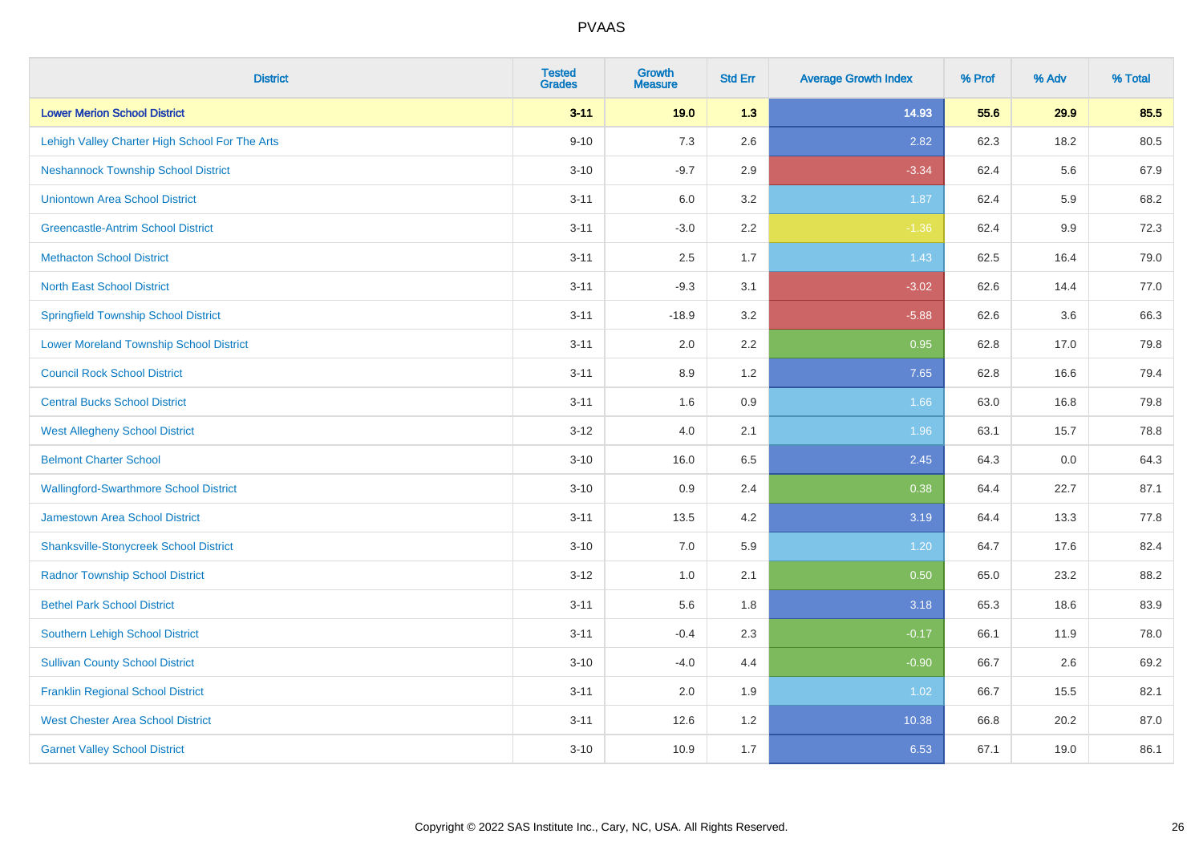# PVAAS

| District | Tested Grades | Growth Measure | Std Err | Average Growth Index | % Prof | % Adv | % Total |
|---|---|---|---|---|---|---|---|
| **Lower Merion School District** | **3-11** | **19.0** | **1.3** | **14.93** | **55.6** | **29.9** | **85.5** |
| Lehigh Valley Charter High School For The Arts | 9-10 | 7.3 | 2.6 | 2.82 | 62.3 | 18.2 | 80.5 |
| Neshannock Township School District | 3-10 | -9.7 | 2.9 | -3.34 | 62.4 | 5.6 | 67.9 |
| Uniontown Area School District | 3-11 | 6.0 | 3.2 | 1.87 | 62.4 | 5.9 | 68.2 |
| Greencastle-Antrim School District | 3-11 | -3.0 | 2.2 | -1.36 | 62.4 | 9.9 | 72.3 |
| Methacton School District | 3-11 | 2.5 | 1.7 | 1.43 | 62.5 | 16.4 | 79.0 |
| North East School District | 3-11 | -9.3 | 3.1 | -3.02 | 62.6 | 14.4 | 77.0 |
| Springfield Township School District | 3-11 | -18.9 | 3.2 | -5.88 | 62.6 | 3.6 | 66.3 |
| Lower Moreland Township School District | 3-11 | 2.0 | 2.2 | 0.95 | 62.8 | 17.0 | 79.8 |
| Council Rock School District | 3-11 | 8.9 | 1.2 | 7.65 | 62.8 | 16.6 | 79.4 |
| Central Bucks School District | 3-11 | 1.6 | 0.9 | 1.66 | 63.0 | 16.8 | 79.8 |
| West Allegheny School District | 3-12 | 4.0 | 2.1 | 1.96 | 63.1 | 15.7 | 78.8 |
| Belmont Charter School | 3-10 | 16.0 | 6.5 | 2.45 | 64.3 | 0.0 | 64.3 |
| Wallingford-Swarthmore School District | 3-10 | 0.9 | 2.4 | 0.38 | 64.4 | 22.7 | 87.1 |
| Jamestown Area School District | 3-11 | 13.5 | 4.2 | 3.19 | 64.4 | 13.3 | 77.8 |
| Shanksville-Stonycreek School District | 3-10 | 7.0 | 5.9 | 1.20 | 64.7 | 17.6 | 82.4 |
| Radnor Township School District | 3-12 | 1.0 | 2.1 | 0.50 | 65.0 | 23.2 | 88.2 |
| Bethel Park School District | 3-11 | 5.6 | 1.8 | 3.18 | 65.3 | 18.6 | 83.9 |
| Southern Lehigh School District | 3-11 | -0.4 | 2.3 | -0.17 | 66.1 | 11.9 | 78.0 |
| Sullivan County School District | 3-10 | -4.0 | 4.4 | -0.90 | 66.7 | 2.6 | 69.2 |
| Franklin Regional School District | 3-11 | 2.0 | 1.9 | 1.02 | 66.7 | 15.5 | 82.1 |
| West Chester Area School District | 3-11 | 12.6 | 1.2 | 10.38 | 66.8 | 20.2 | 87.0 |
| Garnet Valley School District | 3-10 | 10.9 | 1.7 | 6.53 | 67.1 | 19.0 | 86.1 |

Copyright © 2022 SAS Institute Inc., Cary, NC, USA. All Rights Reserved.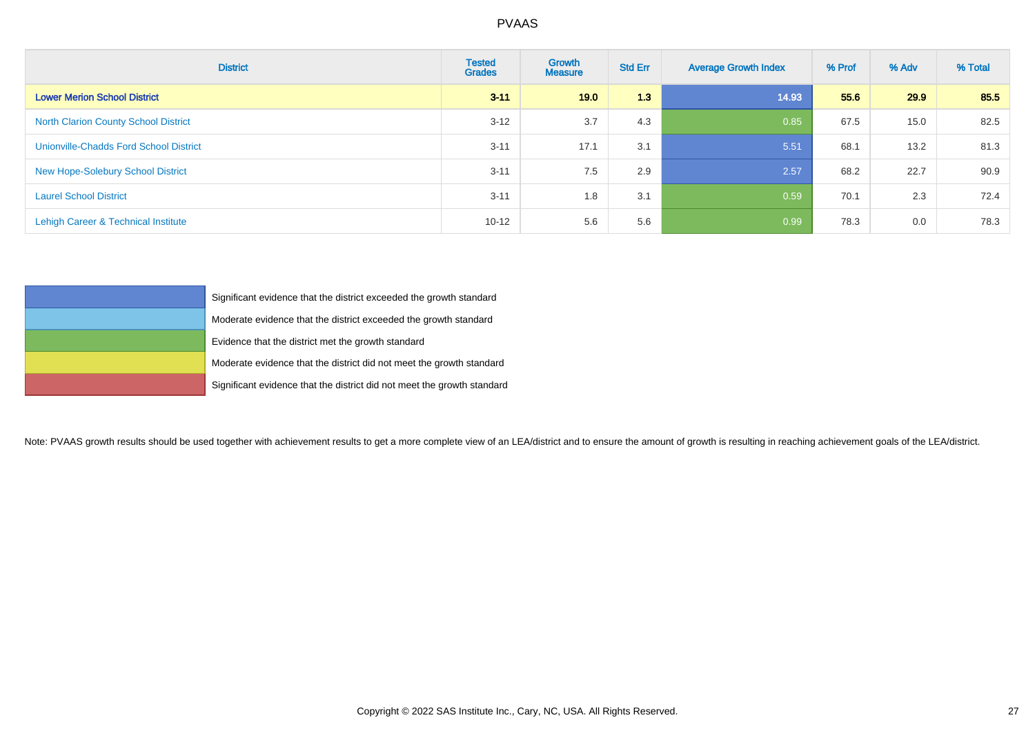# PVAAS

| District | Tested Grades | Growth Measure | Std Err | Average Growth Index | % Prof | % Adv | % Total |
|---|---|---|---|---|---|---|---|
| **Lower Merion School District** | **3-11** | **19.0** | **1.3** | **14.93** | **55.6** | **29.9** | **85.5** |
| North Clarion County School District | 3-12 | 3.7 | 4.3 | 0.85 | 67.5 | 15.0 | 82.5 |
| Unionville-Chadds Ford School District | 3-11 | 17.1 | 3.1 | 5.51 | 68.1 | 13.2 | 81.3 |
| New Hope-Solebury School District | 3-11 | 7.5 | 2.9 | 2.57 | 68.2 | 22.7 | 90.9 |
| Laurel School District | 3-11 | 1.8 | 3.1 | 0.59 | 70.1 | 2.3 | 72.4 |
| Lehigh Career & Technical Institute | 10-12 | 5.6 | 5.6 | 0.99 | 78.3 | 0.0 | 78.3 |

Significant evidence that the district exceeded the growth standard

Moderate evidence that the district exceeded the growth standard

Evidence that the district met the growth standard

Moderate evidence that the district did not meet the growth standard

Significant evidence that the district did not meet the growth standard

Note: PVAAS growth results should be used together with achievement results to get a more complete view of an LEA/district and to ensure the amount of growth is resulting in reaching achievement goals of the LEA/district.

Copyright © 2022 SAS Institute Inc., Cary, NC, USA. All Rights Reserved.